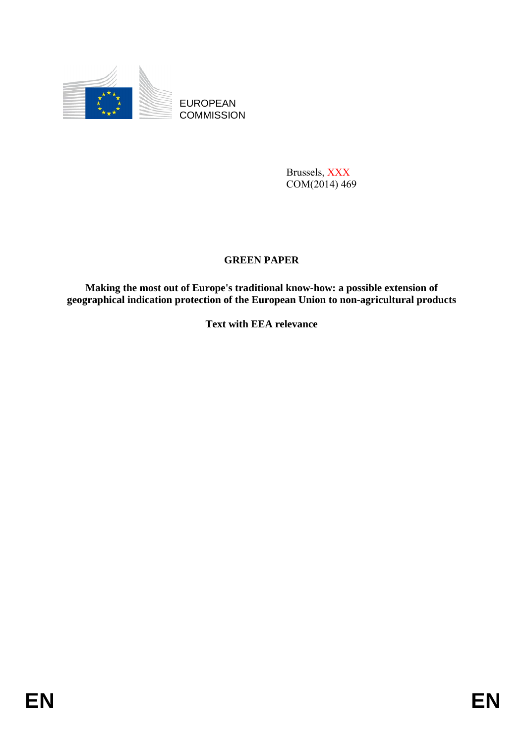EUROPEAN COMMISSION

Brussels, XXX
COM(2014) 469

# GREEN PAPER

**Making the most out of Europe's traditional know-how: a possible extension of geographical indication protection of the European Union to non-agricultural products**

**Text with EEA relevance**

EN EN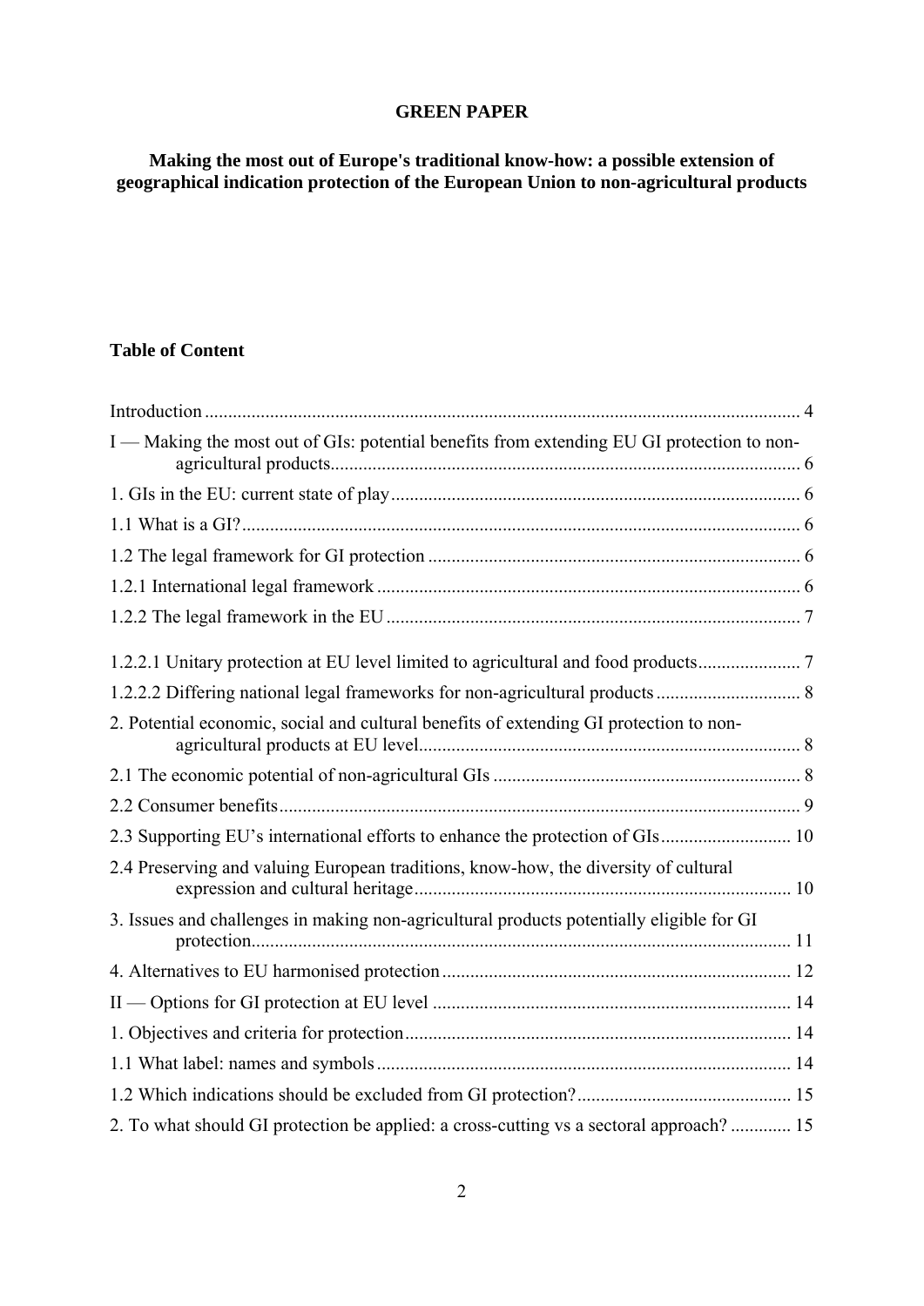**GREEN PAPER**

**Making the most out of Europe's traditional know-how: a possible extension of geographical indication protection of the European Union to non-agricultural products**

**Table of Content**

Introduction .......... 4

I — Making the most out of GIs: potential benefits from extending EU GI protection to non-agricultural products .......... 6

1. GIs in the EU: current state of play .......... 6

1.1 What is a GI? .......... 6

1.2 The legal framework for GI protection .......... 6

1.2.1 International legal framework .......... 6

1.2.2 The legal framework in the EU .......... 7

1.2.2.1 Unitary protection at EU level limited to agricultural and food products .......... 7

1.2.2.2 Differing national legal frameworks for non-agricultural products .......... 8

2. Potential economic, social and cultural benefits of extending GI protection to non-agricultural products at EU level .......... 8

2.1 The economic potential of non-agricultural GIs .......... 8

2.2 Consumer benefits .......... 9

2.3 Supporting EU's international efforts to enhance the protection of GIs .......... 10

2.4 Preserving and valuing European traditions, know-how, the diversity of cultural expression and cultural heritage .......... 10

3. Issues and challenges in making non-agricultural products potentially eligible for GI protection .......... 11

4. Alternatives to EU harmonised protection .......... 12

II — Options for GI protection at EU level .......... 14

1. Objectives and criteria for protection .......... 14

1.1 What label: names and symbols .......... 14

1.2 Which indications should be excluded from GI protection? .......... 15

2. To what should GI protection be applied: a cross-cutting vs a sectoral approach? .......... 15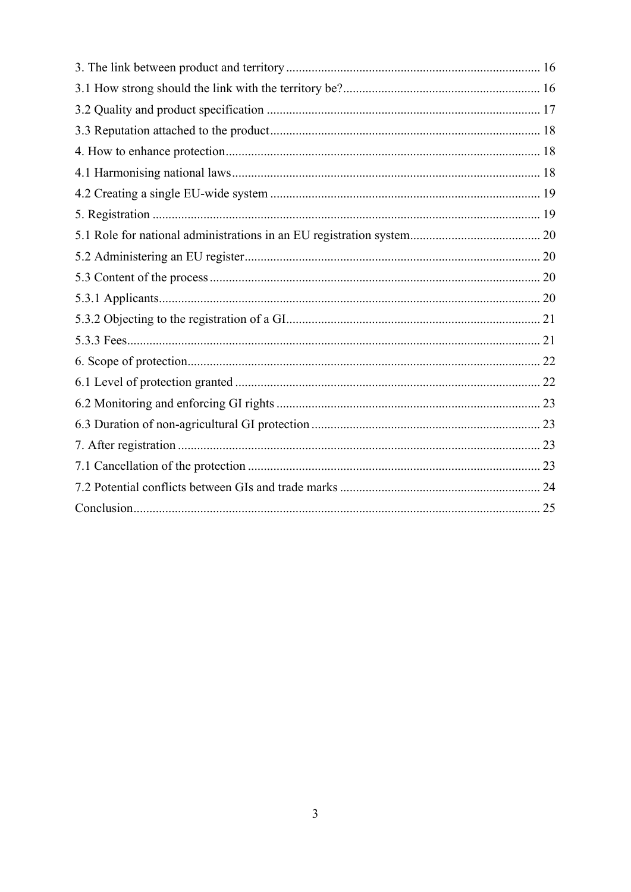3. The link between product and territory ............................................................................... 16

3.1 How strong should the link with the territory be? ............................................................ 16

3.2 Quality and product specification ..................................................................................... 17

3.3 Reputation attached to the product .................................................................................... 18

4. How to enhance protection .................................................................................................. 18

4.1 Harmonising national laws ................................................................................................ 18

4.2 Creating a single EU-wide system .................................................................................... 19

5. Registration ......................................................................................................................... 19

5.1 Role for national administrations in an EU registration system ......................................... 20

5.2 Administering an EU register ............................................................................................ 20

5.3 Content of the process ....................................................................................................... 20

5.3.1 Applicants ....................................................................................................................... 20

5.3.2 Objecting to the registration of a GI ............................................................................... 21

5.3.3 Fees ................................................................................................................................. 21

6. Scope of protection .............................................................................................................. 22

6.1 Level of protection granted ............................................................................................... 22

6.2 Monitoring and enforcing GI rights .................................................................................. 23

6.3 Duration of non-agricultural GI protection ....................................................................... 23

7. After registration ................................................................................................................. 23

7.1 Cancellation of the protection ........................................................................................... 23

7.2 Potential conflicts between GIs and trade marks ............................................................... 24

Conclusion ............................................................................................................................... 25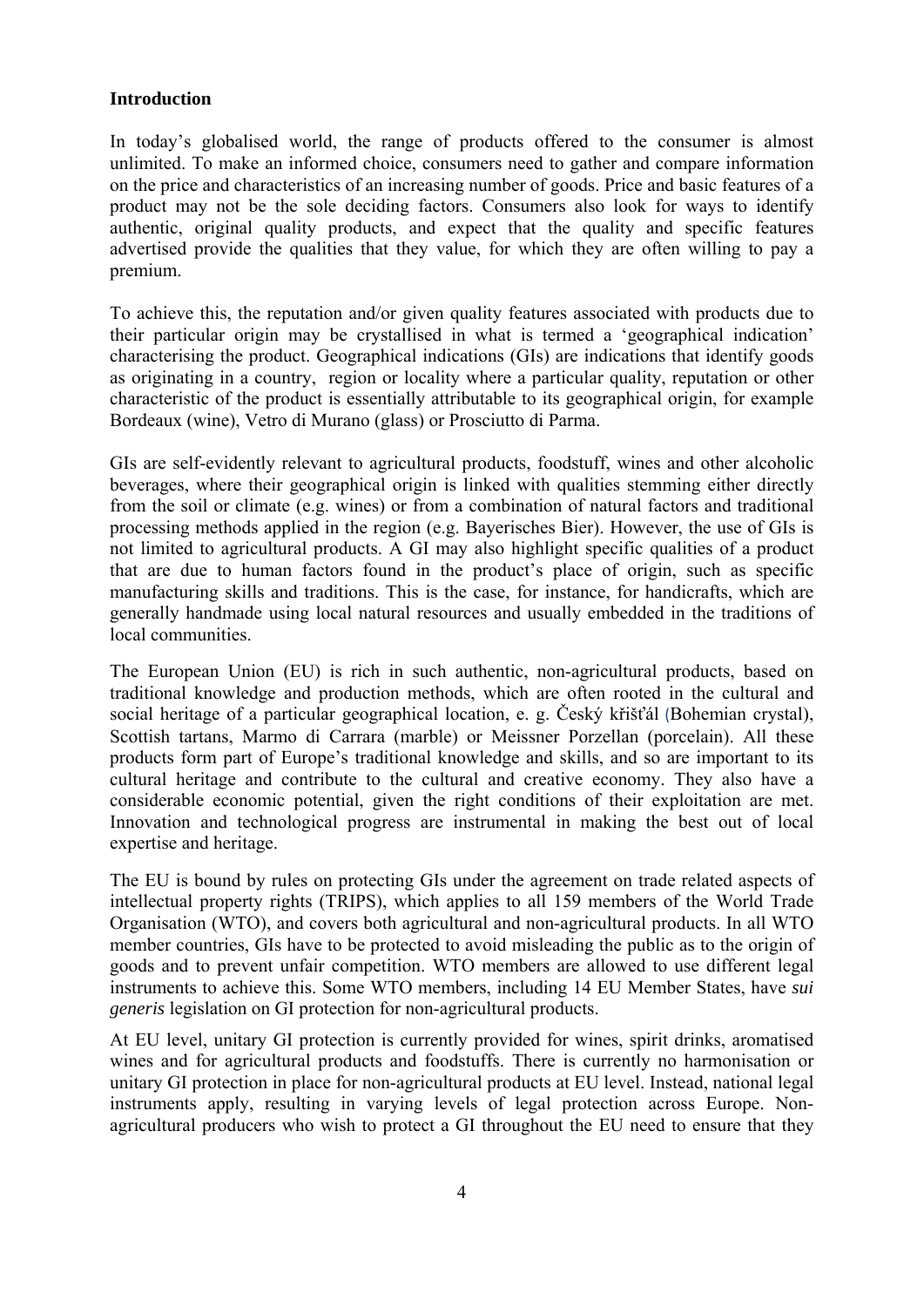**Introduction**

In today's globalised world, the range of products offered to the consumer is almost unlimited. To make an informed choice, consumers need to gather and compare information on the price and characteristics of an increasing number of goods. Price and basic features of a product may not be the sole deciding factors. Consumers also look for ways to identify authentic, original quality products, and expect that the quality and specific features advertised provide the qualities that they value, for which they are often willing to pay a premium.

To achieve this, the reputation and/or given quality features associated with products due to their particular origin may be crystallised in what is termed a 'geographical indication' characterising the product. Geographical indications (GIs) are indications that identify goods as originating in a country, region or locality where a particular quality, reputation or other characteristic of the product is essentially attributable to its geographical origin, for example Bordeaux (wine), Vetro di Murano (glass) or Prosciutto di Parma.

GIs are self-evidently relevant to agricultural products, foodstuff, wines and other alcoholic beverages, where their geographical origin is linked with qualities stemming either directly from the soil or climate (e.g. wines) or from a combination of natural factors and traditional processing methods applied in the region (e.g. Bayerisches Bier). However, the use of GIs is not limited to agricultural products. A GI may also highlight specific qualities of a product that are due to human factors found in the product's place of origin, such as specific manufacturing skills and traditions. This is the case, for instance, for handicrafts, which are generally handmade using local natural resources and usually embedded in the traditions of local communities.

The European Union (EU) is rich in such authentic, non-agricultural products, based on traditional knowledge and production methods, which are often rooted in the cultural and social heritage of a particular geographical location, e. g. Český křišťál (Bohemian crystal), Scottish tartans, Marmo di Carrara (marble) or Meissner Porzellan (porcelain). All these products form part of Europe's traditional knowledge and skills, and so are important to its cultural heritage and contribute to the cultural and creative economy. They also have a considerable economic potential, given the right conditions of their exploitation are met. Innovation and technological progress are instrumental in making the best out of local expertise and heritage.

The EU is bound by rules on protecting GIs under the agreement on trade related aspects of intellectual property rights (TRIPS), which applies to all 159 members of the World Trade Organisation (WTO), and covers both agricultural and non-agricultural products. In all WTO member countries, GIs have to be protected to avoid misleading the public as to the origin of goods and to prevent unfair competition. WTO members are allowed to use different legal instruments to achieve this. Some WTO members, including 14 EU Member States, have *sui generis* legislation on GI protection for non-agricultural products.

At EU level, unitary GI protection is currently provided for wines, spirit drinks, aromatised wines and for agricultural products and foodstuffs. There is currently no harmonisation or unitary GI protection in place for non-agricultural products at EU level. Instead, national legal instruments apply, resulting in varying levels of legal protection across Europe. Non-agricultural producers who wish to protect a GI throughout the EU need to ensure that they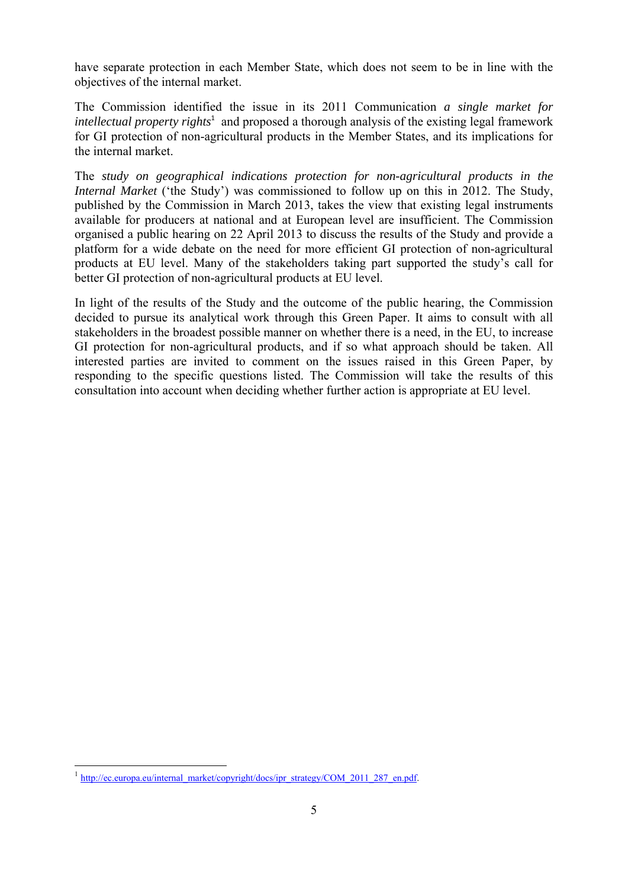have separate protection in each Member State, which does not seem to be in line with the objectives of the internal market.

The Commission identified the issue in its 2011 Communication *a single market for intellectual property rights*[1] and proposed a thorough analysis of the existing legal framework for GI protection of non-agricultural products in the Member States, and its implications for the internal market.

The *study on geographical indications protection for non-agricultural products in the Internal Market* ('the Study') was commissioned to follow up on this in 2012. The Study, published by the Commission in March 2013, takes the view that existing legal instruments available for producers at national and at European level are insufficient. The Commission organised a public hearing on 22 April 2013 to discuss the results of the Study and provide a platform for a wide debate on the need for more efficient GI protection of non-agricultural products at EU level. Many of the stakeholders taking part supported the study's call for better GI protection of non-agricultural products at EU level.

In light of the results of the Study and the outcome of the public hearing, the Commission decided to pursue its analytical work through this Green Paper. It aims to consult with all stakeholders in the broadest possible manner on whether there is a need, in the EU, to increase GI protection for non-agricultural products, and if so what approach should be taken. All interested parties are invited to comment on the issues raised in this Green Paper, by responding to the specific questions listed. The Commission will take the results of this consultation into account when deciding whether further action is appropriate at EU level.

[1] http://ec.europa.eu/internal_market/copyright/docs/ipr_strategy/COM_2011_287_en.pdf.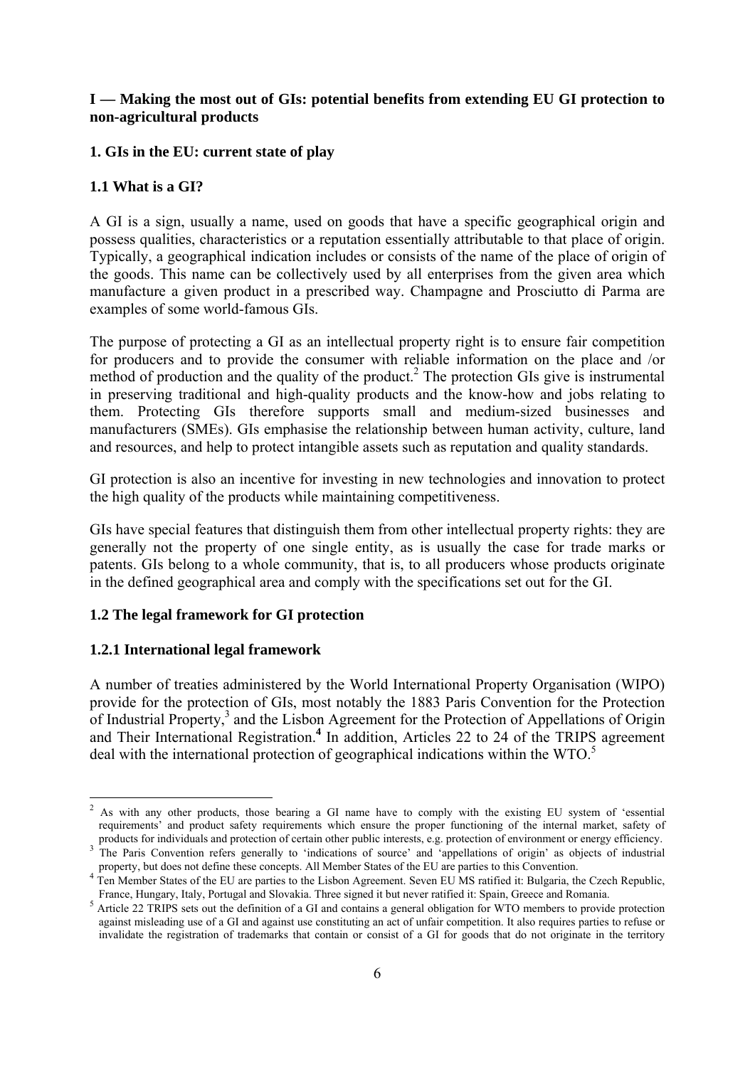## I — Making the most out of GIs: potential benefits from extending EU GI protection to non-agricultural products

### 1. GIs in the EU: current state of play

#### 1.1 What is a GI?

A GI is a sign, usually a name, used on goods that have a specific geographical origin and possess qualities, characteristics or a reputation essentially attributable to that place of origin. Typically, a geographical indication includes or consists of the name of the place of origin of the goods. This name can be collectively used by all enterprises from the given area which manufacture a given product in a prescribed way. Champagne and Prosciutto di Parma are examples of some world-famous GIs.

The purpose of protecting a GI as an intellectual property right is to ensure fair competition for producers and to provide the consumer with reliable information on the place and /or method of production and the quality of the product.[2] The protection GIs give is instrumental in preserving traditional and high-quality products and the know-how and jobs relating to them. Protecting GIs therefore supports small and medium-sized businesses and manufacturers (SMEs). GIs emphasise the relationship between human activity, culture, land and resources, and help to protect intangible assets such as reputation and quality standards.

GI protection is also an incentive for investing in new technologies and innovation to protect the high quality of the products while maintaining competitiveness.

GIs have special features that distinguish them from other intellectual property rights: they are generally not the property of one single entity, as is usually the case for trade marks or patents. GIs belong to a whole community, that is, to all producers whose products originate in the defined geographical area and comply with the specifications set out for the GI.

#### 1.2 The legal framework for GI protection

##### 1.2.1 International legal framework

A number of treaties administered by the World International Property Organisation (WIPO) provide for the protection of GIs, most notably the 1883 Paris Convention for the Protection of Industrial Property,[3] and the Lisbon Agreement for the Protection of Appellations of Origin and Their International Registration.[4] In addition, Articles 22 to 24 of the TRIPS agreement deal with the international protection of geographical indications within the WTO.[5]

---

[2] As with any other products, those bearing a GI name have to comply with the existing EU system of 'essential requirements' and product safety requirements which ensure the proper functioning of the internal market, safety of products for individuals and protection of certain other public interests, e.g. protection of environment or energy efficiency.

[3] The Paris Convention refers generally to 'indications of source' and 'appellations of origin' as objects of industrial property, but does not define these concepts. All Member States of the EU are parties to this Convention.

[4] Ten Member States of the EU are parties to the Lisbon Agreement. Seven EU MS ratified it: Bulgaria, the Czech Republic, France, Hungary, Italy, Portugal and Slovakia. Three signed it but never ratified it: Spain, Greece and Romania.

[5] Article 22 TRIPS sets out the definition of a GI and contains a general obligation for WTO members to provide protection against misleading use of a GI and against use constituting an act of unfair competition. It also requires parties to refuse or invalidate the registration of trademarks that contain or consist of a GI for goods that do not originate in the territory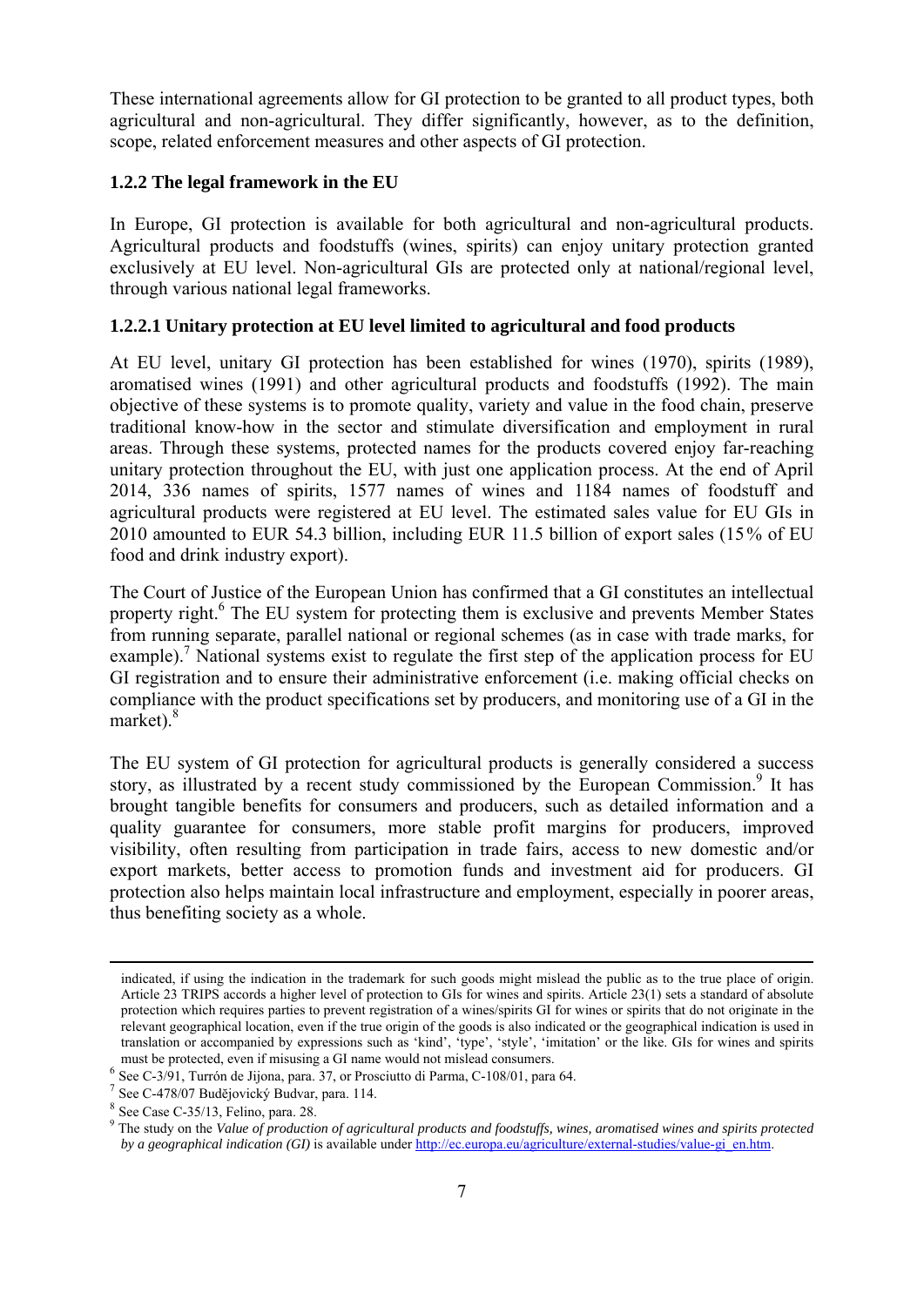These international agreements allow for GI protection to be granted to all product types, both agricultural and non-agricultural. They differ significantly, however, as to the definition, scope, related enforcement measures and other aspects of GI protection.

### 1.2.2 The legal framework in the EU

In Europe, GI protection is available for both agricultural and non-agricultural products. Agricultural products and foodstuffs (wines, spirits) can enjoy unitary protection granted exclusively at EU level. Non-agricultural GIs are protected only at national/regional level, through various national legal frameworks.

#### 1.2.2.1 Unitary protection at EU level limited to agricultural and food products

At EU level, unitary GI protection has been established for wines (1970), spirits (1989), aromatised wines (1991) and other agricultural products and foodstuffs (1992). The main objective of these systems is to promote quality, variety and value in the food chain, preserve traditional know-how in the sector and stimulate diversification and employment in rural areas. Through these systems, protected names for the products covered enjoy far-reaching unitary protection throughout the EU, with just one application process. At the end of April 2014, 336 names of spirits, 1577 names of wines and 1184 names of foodstuff and agricultural products were registered at EU level. The estimated sales value for EU GIs in 2010 amounted to EUR 54.3 billion, including EUR 11.5 billion of export sales (15% of EU food and drink industry export).

The Court of Justice of the European Union has confirmed that a GI constitutes an intellectual property right.[6] The EU system for protecting them is exclusive and prevents Member States from running separate, parallel national or regional schemes (as in case with trade marks, for example).[7] National systems exist to regulate the first step of the application process for EU GI registration and to ensure their administrative enforcement (i.e. making official checks on compliance with the product specifications set by producers, and monitoring use of a GI in the market).[8]

The EU system of GI protection for agricultural products is generally considered a success story, as illustrated by a recent study commissioned by the European Commission.[9] It has brought tangible benefits for consumers and producers, such as detailed information and a quality guarantee for consumers, more stable profit margins for producers, improved visibility, often resulting from participation in trade fairs, access to new domestic and/or export markets, better access to promotion funds and investment aid for producers. GI protection also helps maintain local infrastructure and employment, especially in poorer areas, thus benefiting society as a whole.

---

indicated, if using the indication in the trademark for such goods might mislead the public as to the true place of origin. Article 23 TRIPS accords a higher level of protection to GIs for wines and spirits. Article 23(1) sets a standard of absolute protection which requires parties to prevent registration of a wines/spirits GI for wines or spirits that do not originate in the relevant geographical location, even if the true origin of the goods is also indicated or the geographical indication is used in translation or accompanied by expressions such as 'kind', 'type', 'style', 'imitation' or the like. GIs for wines and spirits must be protected, even if misusing a GI name would not mislead consumers.

[6] See C-3/91, Turrón de Jijona, para. 37, or Prosciutto di Parma, C-108/01, para 64.

[7] See C-478/07 Budějovický Budvar, para. 114.

[8] See Case C-35/13, Felino, para. 28.

[9] The study on the *Value of production of agricultural products and foodstuffs, wines, aromatised wines and spirits protected by a geographical indication (GI)* is available under http://ec.europa.eu/agriculture/external-studies/value-gi_en.htm.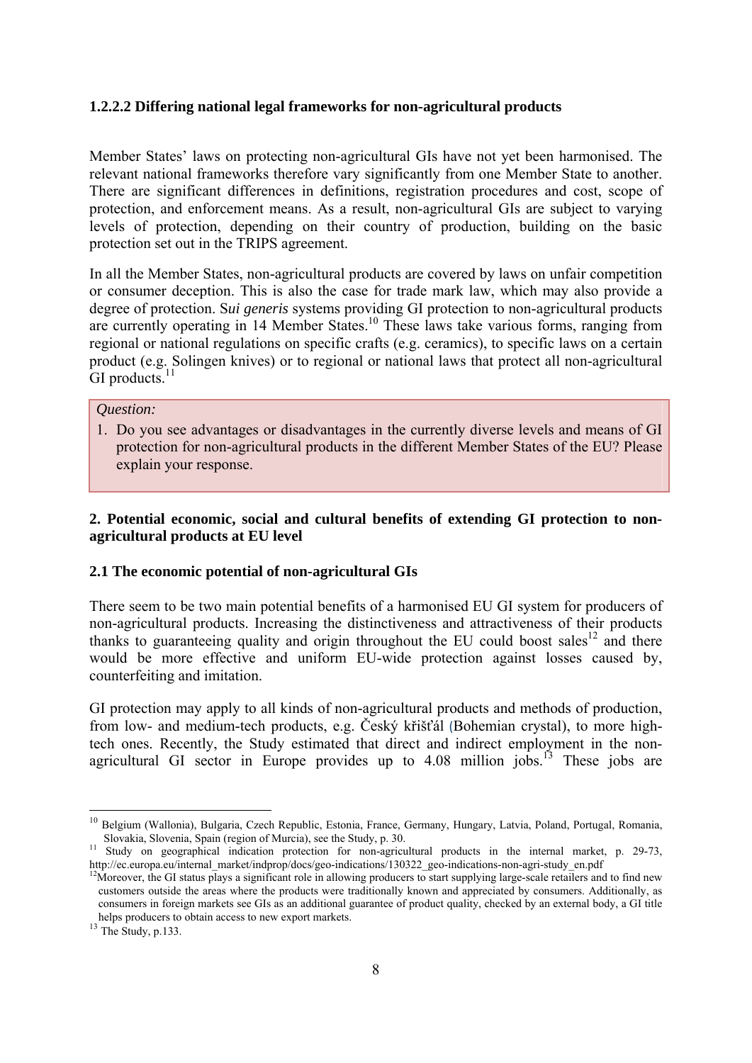### 1.2.2.2 Differing national legal frameworks for non-agricultural products

Member States' laws on protecting non-agricultural GIs have not yet been harmonised. The relevant national frameworks therefore vary significantly from one Member State to another. There are significant differences in definitions, registration procedures and cost, scope of protection, and enforcement means. As a result, non-agricultural GIs are subject to varying levels of protection, depending on their country of production, building on the basic protection set out in the TRIPS agreement.

In all the Member States, non-agricultural products are covered by laws on unfair competition or consumer deception. This is also the case for trade mark law, which may also provide a degree of protection. S*ui generis* systems providing GI protection to non-agricultural products are currently operating in 14 Member States.[10] These laws take various forms, ranging from regional or national regulations on specific crafts (e.g. ceramics), to specific laws on a certain product (e.g. Solingen knives) or to regional or national laws that protect all non-agricultural GI products.[11]

> *Question:*
>
> 1. Do you see advantages or disadvantages in the currently diverse levels and means of GI protection for non-agricultural products in the different Member States of the EU? Please explain your response.

## 2. Potential economic, social and cultural benefits of extending GI protection to non-agricultural products at EU level

### 2.1 The economic potential of non-agricultural GIs

There seem to be two main potential benefits of a harmonised EU GI system for producers of non-agricultural products. Increasing the distinctiveness and attractiveness of their products thanks to guaranteeing quality and origin throughout the EU could boost sales[12] and there would be more effective and uniform EU-wide protection against losses caused by, counterfeiting and imitation.

GI protection may apply to all kinds of non-agricultural products and methods of production, from low- and medium-tech products, e.g. Český křišťál (Bohemian crystal), to more high-tech ones. Recently, the Study estimated that direct and indirect employment in the non-agricultural GI sector in Europe provides up to 4.08 million jobs.[13] These jobs are

---

[10] Belgium (Wallonia), Bulgaria, Czech Republic, Estonia, France, Germany, Hungary, Latvia, Poland, Portugal, Romania, Slovakia, Slovenia, Spain (region of Murcia), see the Study, p. 30.

[11] Study on geographical indication protection for non-agricultural products in the internal market, p. 29-73, http://ec.europa.eu/internal_market/indprop/docs/geo-indications/130322_geo-indications-non-agri-study_en.pdf

[12] Moreover, the GI status plays a significant role in allowing producers to start supplying large-scale retailers and to find new customers outside the areas where the products were traditionally known and appreciated by consumers. Additionally, as consumers in foreign markets see GIs as an additional guarantee of product quality, checked by an external body, a GI title helps producers to obtain access to new export markets.

[13] The Study, p.133.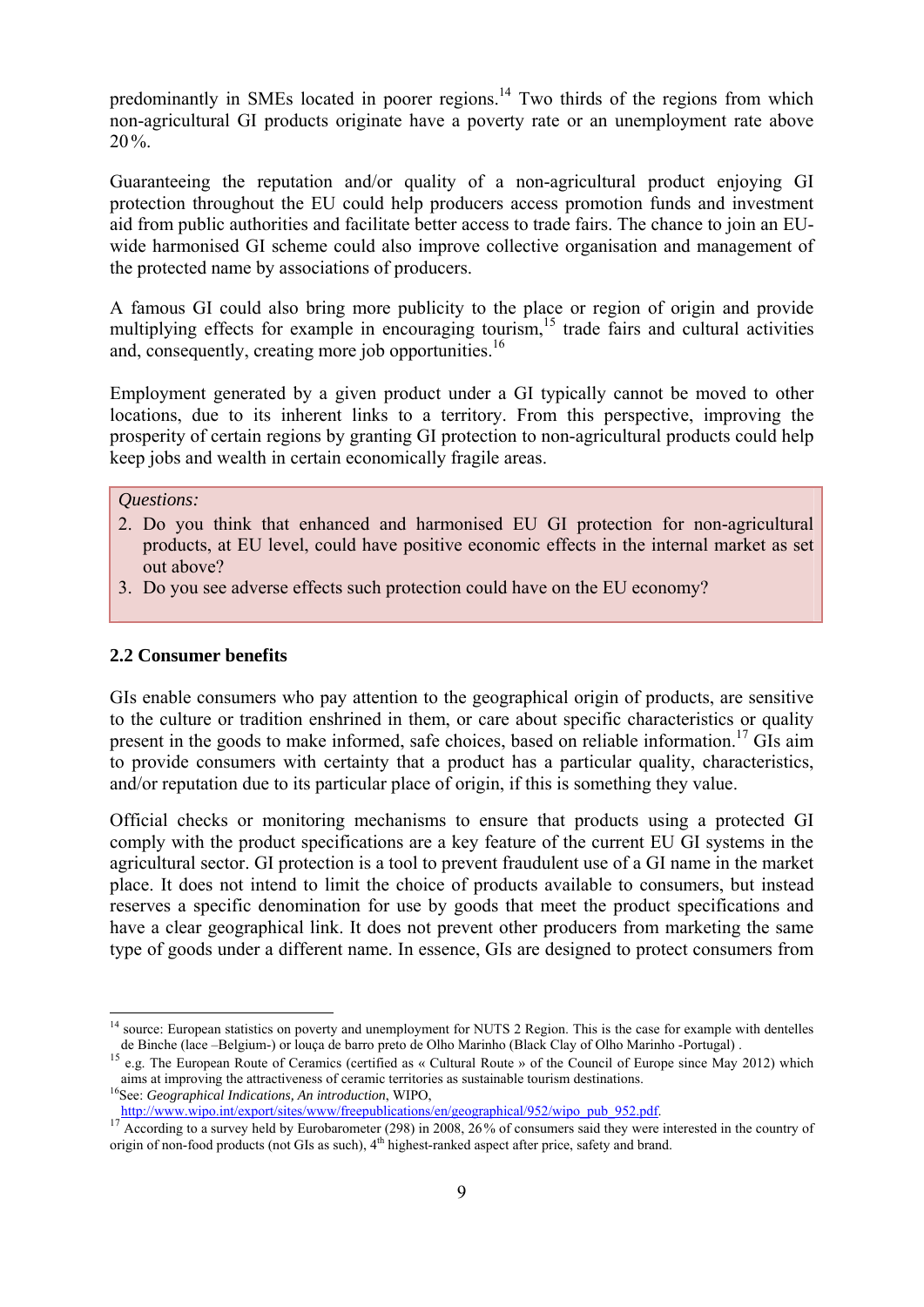predominantly in SMEs located in poorer regions.[14] Two thirds of the regions from which non-agricultural GI products originate have a poverty rate or an unemployment rate above 20 %.

Guaranteeing the reputation and/or quality of a non-agricultural product enjoying GI protection throughout the EU could help producers access promotion funds and investment aid from public authorities and facilitate better access to trade fairs. The chance to join an EU-wide harmonised GI scheme could also improve collective organisation and management of the protected name by associations of producers.

A famous GI could also bring more publicity to the place or region of origin and provide multiplying effects for example in encouraging tourism,[15] trade fairs and cultural activities and, consequently, creating more job opportunities.[16]

Employment generated by a given product under a GI typically cannot be moved to other locations, due to its inherent links to a territory. From this perspective, improving the prosperity of certain regions by granting GI protection to non-agricultural products could help keep jobs and wealth in certain economically fragile areas.

*Questions:*

2. Do you think that enhanced and harmonised EU GI protection for non-agricultural products, at EU level, could have positive economic effects in the internal market as set out above?
3. Do you see adverse effects such protection could have on the EU economy?

### 2.2 Consumer benefits

GIs enable consumers who pay attention to the geographical origin of products, are sensitive to the culture or tradition enshrined in them, or care about specific characteristics or quality present in the goods to make informed, safe choices, based on reliable information.[17] GIs aim to provide consumers with certainty that a product has a particular quality, characteristics, and/or reputation due to its particular place of origin, if this is something they value.

Official checks or monitoring mechanisms to ensure that products using a protected GI comply with the product specifications are a key feature of the current EU GI systems in the agricultural sector. GI protection is a tool to prevent fraudulent use of a GI name in the market place. It does not intend to limit the choice of products available to consumers, but instead reserves a specific denomination for use by goods that meet the product specifications and have a clear geographical link. It does not prevent other producers from marketing the same type of goods under a different name. In essence, GIs are designed to protect consumers from

---

[14] source: European statistics on poverty and unemployment for NUTS 2 Region. This is the case for example with dentelles de Binche (lace –Belgium-) or louça de barro preto de Olho Marinho (Black Clay of Olho Marinho -Portugal) .

[15] e.g. The European Route of Ceramics (certified as « Cultural Route » of the Council of Europe since May 2012) which aims at improving the attractiveness of ceramic territories as sustainable tourism destinations.

[16] See: *Geographical Indications, An introduction*, WIPO, http://www.wipo.int/export/sites/www/freepublications/en/geographical/952/wipo_pub_952.pdf.

[17] According to a survey held by Eurobarometer (298) in 2008, 26 % of consumers said they were interested in the country of origin of non-food products (not GIs as such), 4th highest-ranked aspect after price, safety and brand.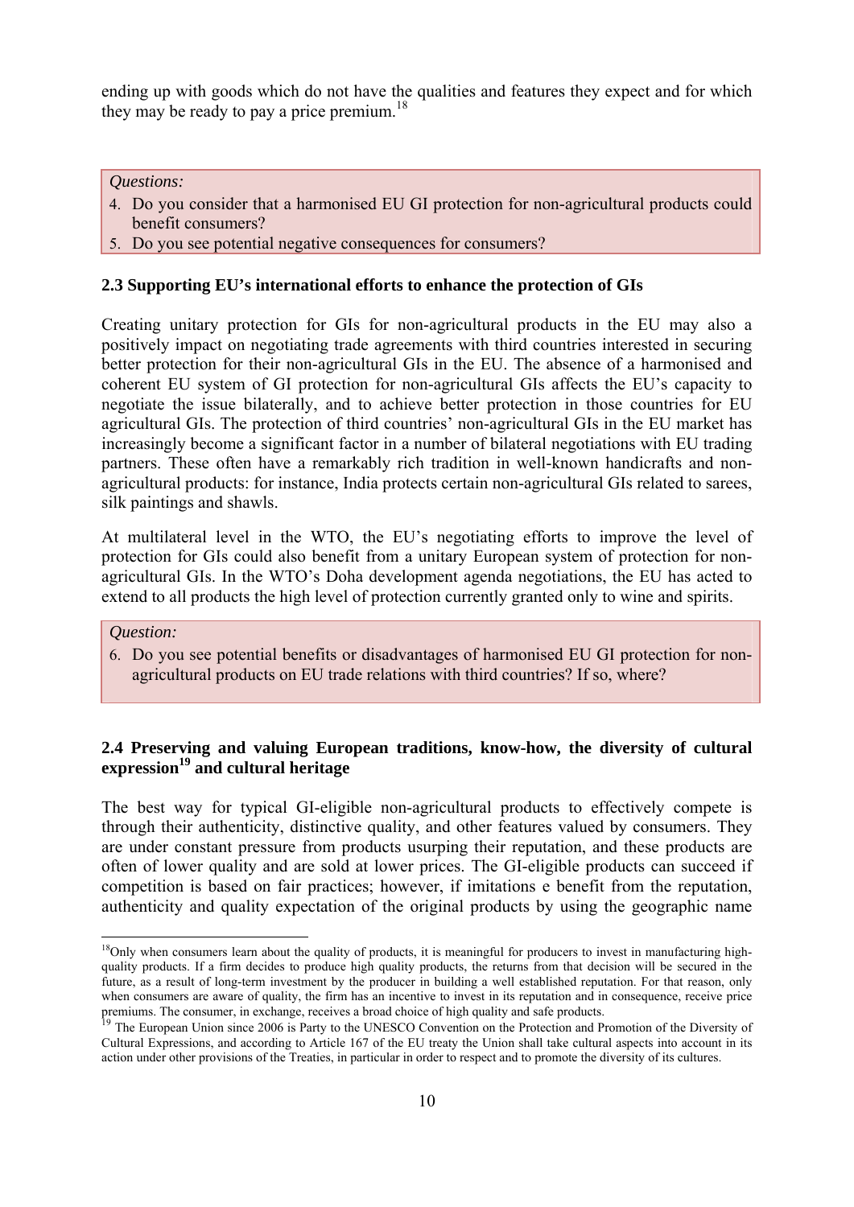ending up with goods which do not have the qualities and features they expect and for which they may be ready to pay a price premium.[18]

*Questions:*

4. Do you consider that a harmonised EU GI protection for non-agricultural products could benefit consumers?
5. Do you see potential negative consequences for consumers?

### 2.3 Supporting EU's international efforts to enhance the protection of GIs

Creating unitary protection for GIs for non-agricultural products in the EU may also a positively impact on negotiating trade agreements with third countries interested in securing better protection for their non-agricultural GIs in the EU. The absence of a harmonised and coherent EU system of GI protection for non-agricultural GIs affects the EU's capacity to negotiate the issue bilaterally, and to achieve better protection in those countries for EU agricultural GIs. The protection of third countries' non-agricultural GIs in the EU market has increasingly become a significant factor in a number of bilateral negotiations with EU trading partners. These often have a remarkably rich tradition in well-known handicrafts and non-agricultural products: for instance, India protects certain non-agricultural GIs related to sarees, silk paintings and shawls.

At multilateral level in the WTO, the EU's negotiating efforts to improve the level of protection for GIs could also benefit from a unitary European system of protection for non-agricultural GIs. In the WTO's Doha development agenda negotiations, the EU has acted to extend to all products the high level of protection currently granted only to wine and spirits.

*Question:*

6. Do you see potential benefits or disadvantages of harmonised EU GI protection for non-agricultural products on EU trade relations with third countries? If so, where?

### 2.4 Preserving and valuing European traditions, know-how, the diversity of cultural expression[19] and cultural heritage

The best way for typical GI-eligible non-agricultural products to effectively compete is through their authenticity, distinctive quality, and other features valued by consumers. They are under constant pressure from products usurping their reputation, and these products are often of lower quality and are sold at lower prices. The GI-eligible products can succeed if competition is based on fair practices; however, if imitations e benefit from the reputation, authenticity and quality expectation of the original products by using the geographic name

---

[18] Only when consumers learn about the quality of products, it is meaningful for producers to invest in manufacturing high-quality products. If a firm decides to produce high quality products, the returns from that decision will be secured in the future, as a result of long-term investment by the producer in building a well established reputation. For that reason, only when consumers are aware of quality, the firm has an incentive to invest in its reputation and in consequence, receive price premiums. The consumer, in exchange, receives a broad choice of high quality and safe products.

[19] The European Union since 2006 is Party to the UNESCO Convention on the Protection and Promotion of the Diversity of Cultural Expressions, and according to Article 167 of the EU treaty the Union shall take cultural aspects into account in its action under other provisions of the Treaties, in particular in order to respect and to promote the diversity of its cultures.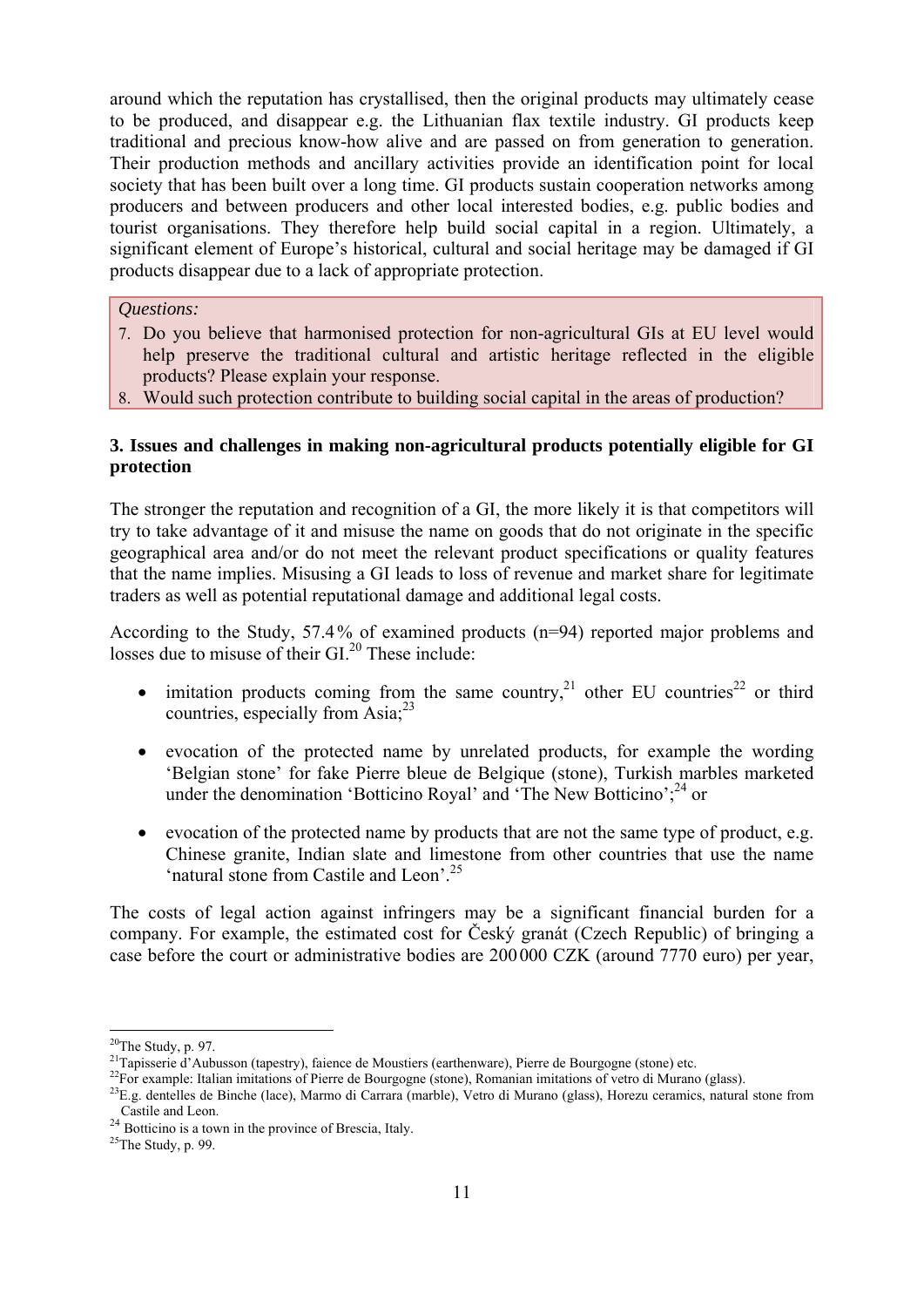around which the reputation has crystallised, then the original products may ultimately cease to be produced, and disappear e.g. the Lithuanian flax textile industry. GI products keep traditional and precious know-how alive and are passed on from generation to generation. Their production methods and ancillary activities provide an identification point for local society that has been built over a long time. GI products sustain cooperation networks among producers and between producers and other local interested bodies, e.g. public bodies and tourist organisations. They therefore help build social capital in a region. Ultimately, a significant element of Europe's historical, cultural and social heritage may be damaged if GI products disappear due to a lack of appropriate protection.

*Questions:*

7. Do you believe that harmonised protection for non-agricultural GIs at EU level would help preserve the traditional cultural and artistic heritage reflected in the eligible products? Please explain your response.
8. Would such protection contribute to building social capital in the areas of production?

### 3. Issues and challenges in making non-agricultural products potentially eligible for GI protection

The stronger the reputation and recognition of a GI, the more likely it is that competitors will try to take advantage of it and misuse the name on goods that do not originate in the specific geographical area and/or do not meet the relevant product specifications or quality features that the name implies. Misusing a GI leads to loss of revenue and market share for legitimate traders as well as potential reputational damage and additional legal costs.

According to the Study, 57.4 % of examined products (n=94) reported major problems and losses due to misuse of their GI.[20] These include:

- imitation products coming from the same country,[21] other EU countries[22] or third countries, especially from Asia;[23]
- evocation of the protected name by unrelated products, for example the wording 'Belgian stone' for fake Pierre bleue de Belgique (stone), Turkish marbles marketed under the denomination 'Botticino Royal' and 'The New Botticino';[24] or
- evocation of the protected name by products that are not the same type of product, e.g. Chinese granite, Indian slate and limestone from other countries that use the name 'natural stone from Castile and Leon'.[25]

The costs of legal action against infringers may be a significant financial burden for a company. For example, the estimated cost for Český granát (Czech Republic) of bringing a case before the court or administrative bodies are 200 000 CZK (around 7770 euro) per year,

---

[20] The Study, p. 97.

[21] Tapisserie d'Aubusson (tapestry), faience de Moustiers (earthenware), Pierre de Bourgogne (stone) etc.

[22] For example: Italian imitations of Pierre de Bourgogne (stone), Romanian imitations of vetro di Murano (glass).

[23] E.g. dentelles de Binche (lace), Marmo di Carrara (marble), Vetro di Murano (glass), Horezu ceramics, natural stone from Castile and Leon.

[24] Botticino is a town in the province of Brescia, Italy.

[25] The Study, p. 99.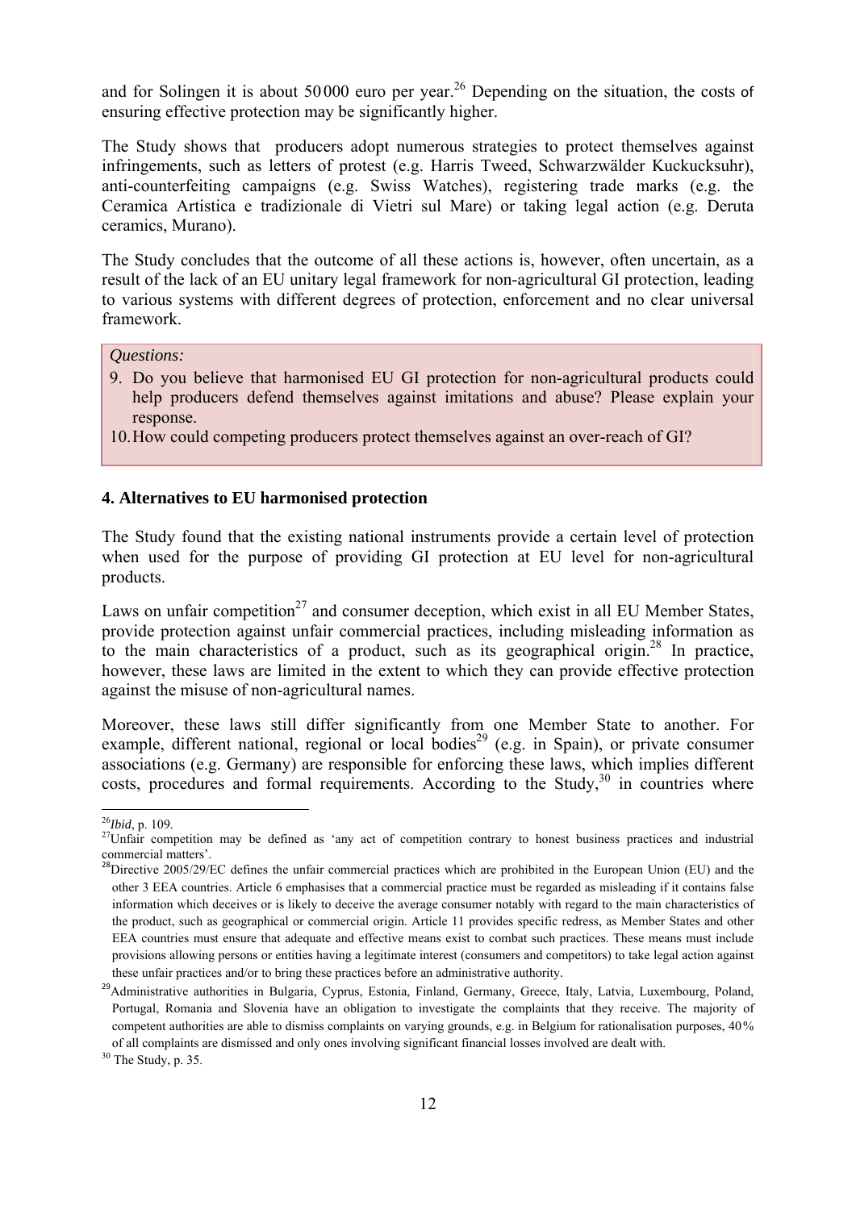and for Solingen it is about 50 000 euro per year.[26] Depending on the situation, the costs of ensuring effective protection may be significantly higher.

The Study shows that producers adopt numerous strategies to protect themselves against infringements, such as letters of protest (e.g. Harris Tweed, Schwarzwälder Kuckucksuhr), anti-counterfeiting campaigns (e.g. Swiss Watches), registering trade marks (e.g. the Ceramica Artistica e tradizionale di Vietri sul Mare) or taking legal action (e.g. Deruta ceramics, Murano).

The Study concludes that the outcome of all these actions is, however, often uncertain, as a result of the lack of an EU unitary legal framework for non-agricultural GI protection, leading to various systems with different degrees of protection, enforcement and no clear universal framework.

*Questions:*

9. Do you believe that harmonised EU GI protection for non-agricultural products could help producers defend themselves against imitations and abuse? Please explain your response.
10. How could competing producers protect themselves against an over-reach of GI?

### 4. Alternatives to EU harmonised protection

The Study found that the existing national instruments provide a certain level of protection when used for the purpose of providing GI protection at EU level for non-agricultural products.

Laws on unfair competition[27] and consumer deception, which exist in all EU Member States, provide protection against unfair commercial practices, including misleading information as to the main characteristics of a product, such as its geographical origin.[28] In practice, however, these laws are limited in the extent to which they can provide effective protection against the misuse of non-agricultural names.

Moreover, these laws still differ significantly from one Member State to another. For example, different national, regional or local bodies[29] (e.g. in Spain), or private consumer associations (e.g. Germany) are responsible for enforcing these laws, which implies different costs, procedures and formal requirements. According to the Study,[30] in countries where

---

[26] *Ibid*, p. 109.

[27] Unfair competition may be defined as 'any act of competition contrary to honest business practices and industrial commercial matters'.

[28] Directive 2005/29/EC defines the unfair commercial practices which are prohibited in the European Union (EU) and the other 3 EEA countries. Article 6 emphasises that a commercial practice must be regarded as misleading if it contains false information which deceives or is likely to deceive the average consumer notably with regard to the main characteristics of the product, such as geographical or commercial origin. Article 11 provides specific redress, as Member States and other EEA countries must ensure that adequate and effective means exist to combat such practices. These means must include provisions allowing persons or entities having a legitimate interest (consumers and competitors) to take legal action against these unfair practices and/or to bring these practices before an administrative authority.

[29] Administrative authorities in Bulgaria, Cyprus, Estonia, Finland, Germany, Greece, Italy, Latvia, Luxembourg, Poland, Portugal, Romania and Slovenia have an obligation to investigate the complaints that they receive. The majority of competent authorities are able to dismiss complaints on varying grounds, e.g. in Belgium for rationalisation purposes, 40 % of all complaints are dismissed and only ones involving significant financial losses involved are dealt with.

[30] The Study, p. 35.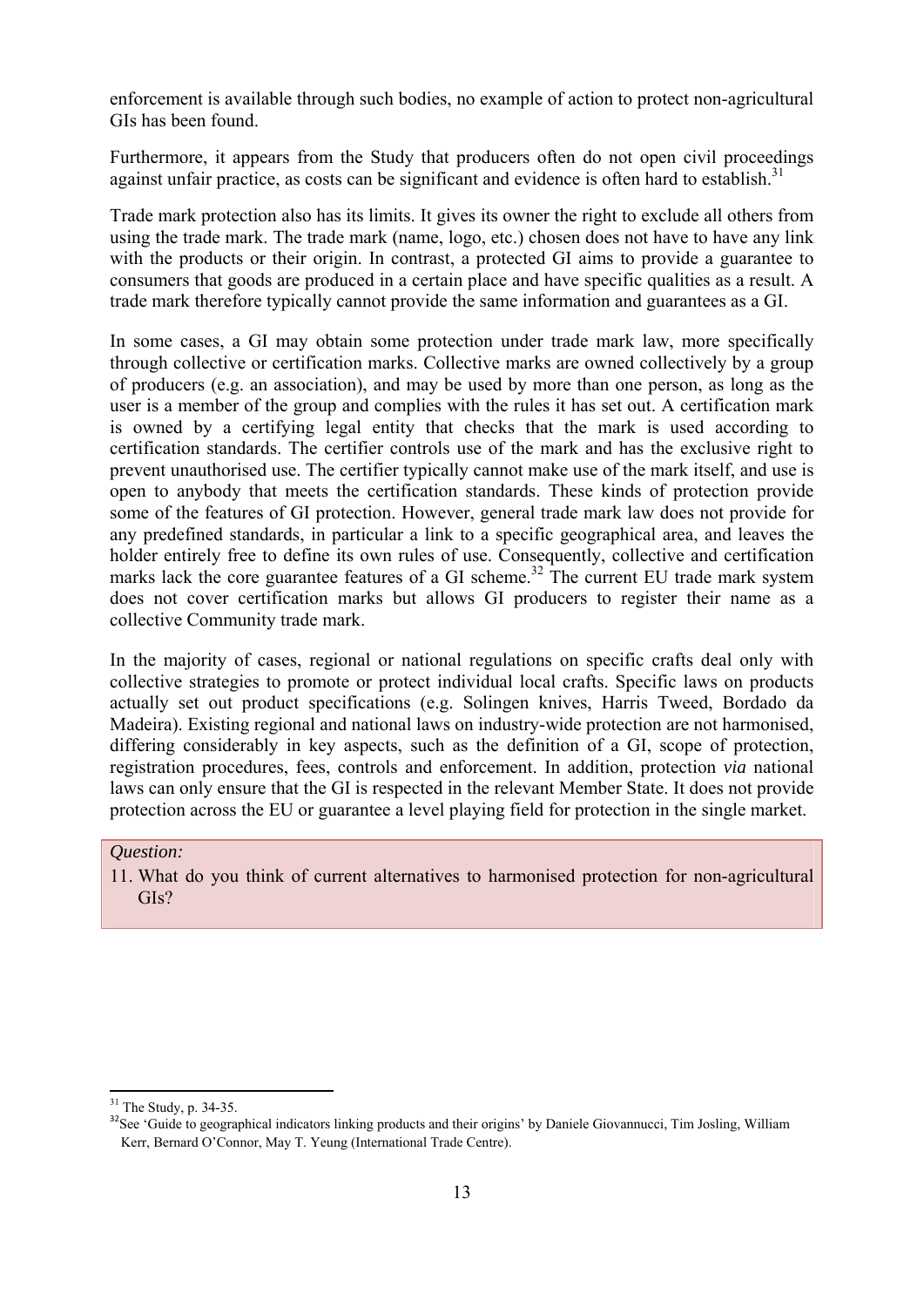enforcement is available through such bodies, no example of action to protect non-agricultural GIs has been found.

Furthermore, it appears from the Study that producers often do not open civil proceedings against unfair practice, as costs can be significant and evidence is often hard to establish.[31]

Trade mark protection also has its limits. It gives its owner the right to exclude all others from using the trade mark. The trade mark (name, logo, etc.) chosen does not have to have any link with the products or their origin. In contrast, a protected GI aims to provide a guarantee to consumers that goods are produced in a certain place and have specific qualities as a result. A trade mark therefore typically cannot provide the same information and guarantees as a GI.

In some cases, a GI may obtain some protection under trade mark law, more specifically through collective or certification marks. Collective marks are owned collectively by a group of producers (e.g. an association), and may be used by more than one person, as long as the user is a member of the group and complies with the rules it has set out. A certification mark is owned by a certifying legal entity that checks that the mark is used according to certification standards. The certifier controls use of the mark and has the exclusive right to prevent unauthorised use. The certifier typically cannot make use of the mark itself, and use is open to anybody that meets the certification standards. These kinds of protection provide some of the features of GI protection. However, general trade mark law does not provide for any predefined standards, in particular a link to a specific geographical area, and leaves the holder entirely free to define its own rules of use. Consequently, collective and certification marks lack the core guarantee features of a GI scheme.[32] The current EU trade mark system does not cover certification marks but allows GI producers to register their name as a collective Community trade mark.

In the majority of cases, regional or national regulations on specific crafts deal only with collective strategies to promote or protect individual local crafts. Specific laws on products actually set out product specifications (e.g. Solingen knives, Harris Tweed, Bordado da Madeira). Existing regional and national laws on industry-wide protection are not harmonised, differing considerably in key aspects, such as the definition of a GI, scope of protection, registration procedures, fees, controls and enforcement. In addition, protection *via* national laws can only ensure that the GI is respected in the relevant Member State. It does not provide protection across the EU or guarantee a level playing field for protection in the single market.

*Question:*

11. What do you think of current alternatives to harmonised protection for non-agricultural GIs?

---

[31] The Study, p. 34-35.

[32] See 'Guide to geographical indicators linking products and their origins' by Daniele Giovannucci, Tim Josling, William Kerr, Bernard O'Connor, May T. Yeung (International Trade Centre).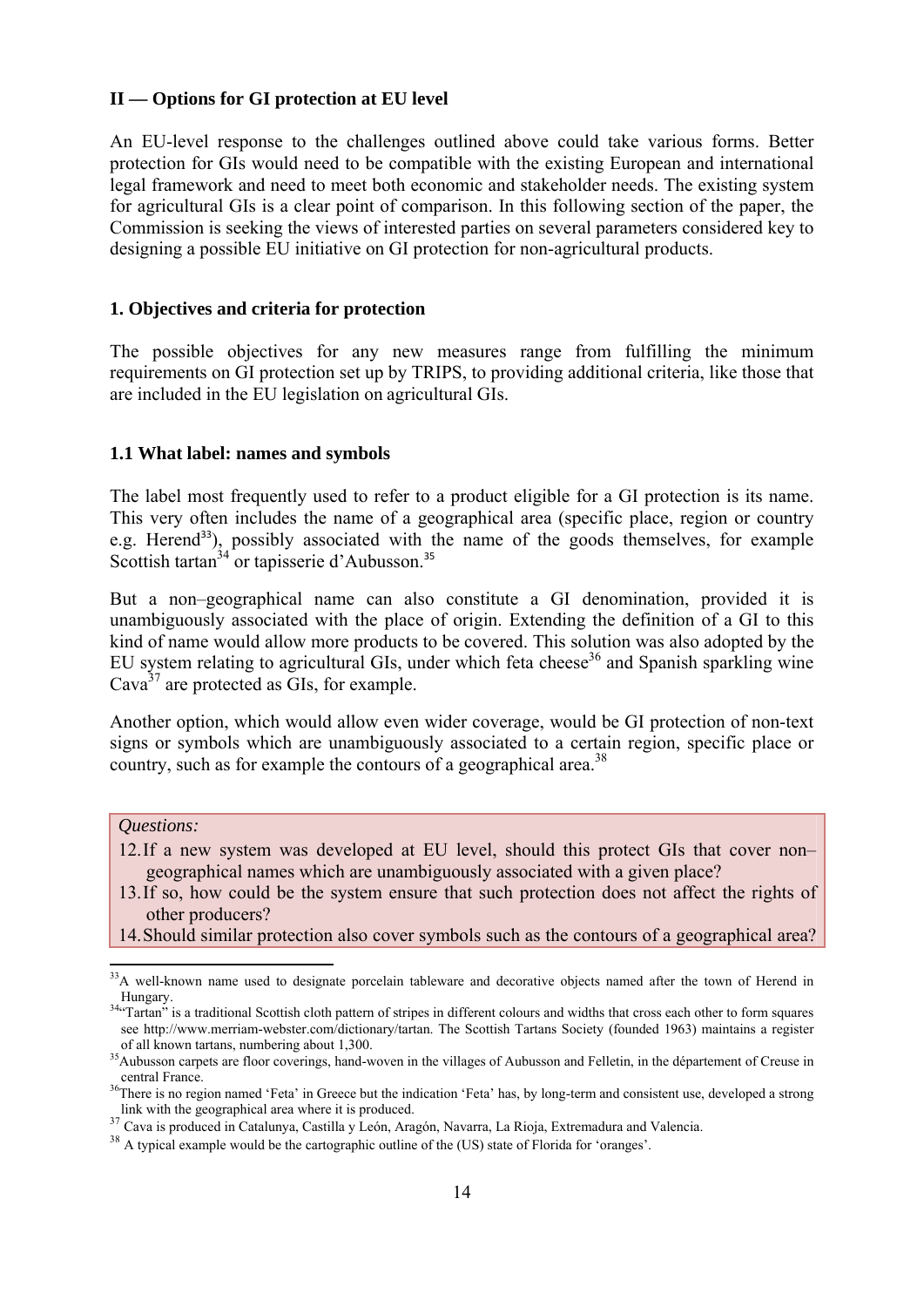## II — Options for GI protection at EU level

An EU-level response to the challenges outlined above could take various forms. Better protection for GIs would need to be compatible with the existing European and international legal framework and need to meet both economic and stakeholder needs. The existing system for agricultural GIs is a clear point of comparison. In this following section of the paper, the Commission is seeking the views of interested parties on several parameters considered key to designing a possible EU initiative on GI protection for non-agricultural products.

### 1. Objectives and criteria for protection

The possible objectives for any new measures range from fulfilling the minimum requirements on GI protection set up by TRIPS, to providing additional criteria, like those that are included in the EU legislation on agricultural GIs.

#### 1.1 What label: names and symbols

The label most frequently used to refer to a product eligible for a GI protection is its name. This very often includes the name of a geographical area (specific place, region or country e.g. Herend[33]), possibly associated with the name of the goods themselves, for example Scottish tartan[34] or tapisserie d'Aubusson.[35]

But a non–geographical name can also constitute a GI denomination, provided it is unambiguously associated with the place of origin. Extending the definition of a GI to this kind of name would allow more products to be covered. This solution was also adopted by the EU system relating to agricultural GIs, under which feta cheese[36] and Spanish sparkling wine Cava[37] are protected as GIs, for example.

Another option, which would allow even wider coverage, would be GI protection of non-text signs or symbols which are unambiguously associated to a certain region, specific place or country, such as for example the contours of a geographical area.[38]

*Questions:*

12. If a new system was developed at EU level, should this protect GIs that cover non–geographical names which are unambiguously associated with a given place?
13. If so, how could be the system ensure that such protection does not affect the rights of other producers?
14. Should similar protection also cover symbols such as the contours of a geographical area?

---

[33] A well-known name used to designate porcelain tableware and decorative objects named after the town of Herend in Hungary.

[34] "Tartan" is a traditional Scottish cloth pattern of stripes in different colours and widths that cross each other to form squares see http://www.merriam-webster.com/dictionary/tartan. The Scottish Tartans Society (founded 1963) maintains a register of all known tartans, numbering about 1,300.

[35] Aubusson carpets are floor coverings, hand-woven in the villages of Aubusson and Felletin, in the département of Creuse in central France.

[36] There is no region named 'Feta' in Greece but the indication 'Feta' has, by long-term and consistent use, developed a strong link with the geographical area where it is produced.

[37] Cava is produced in Catalunya, Castilla y León, Aragón, Navarra, La Rioja, Extremadura and Valencia.

[38] A typical example would be the cartographic outline of the (US) state of Florida for 'oranges'.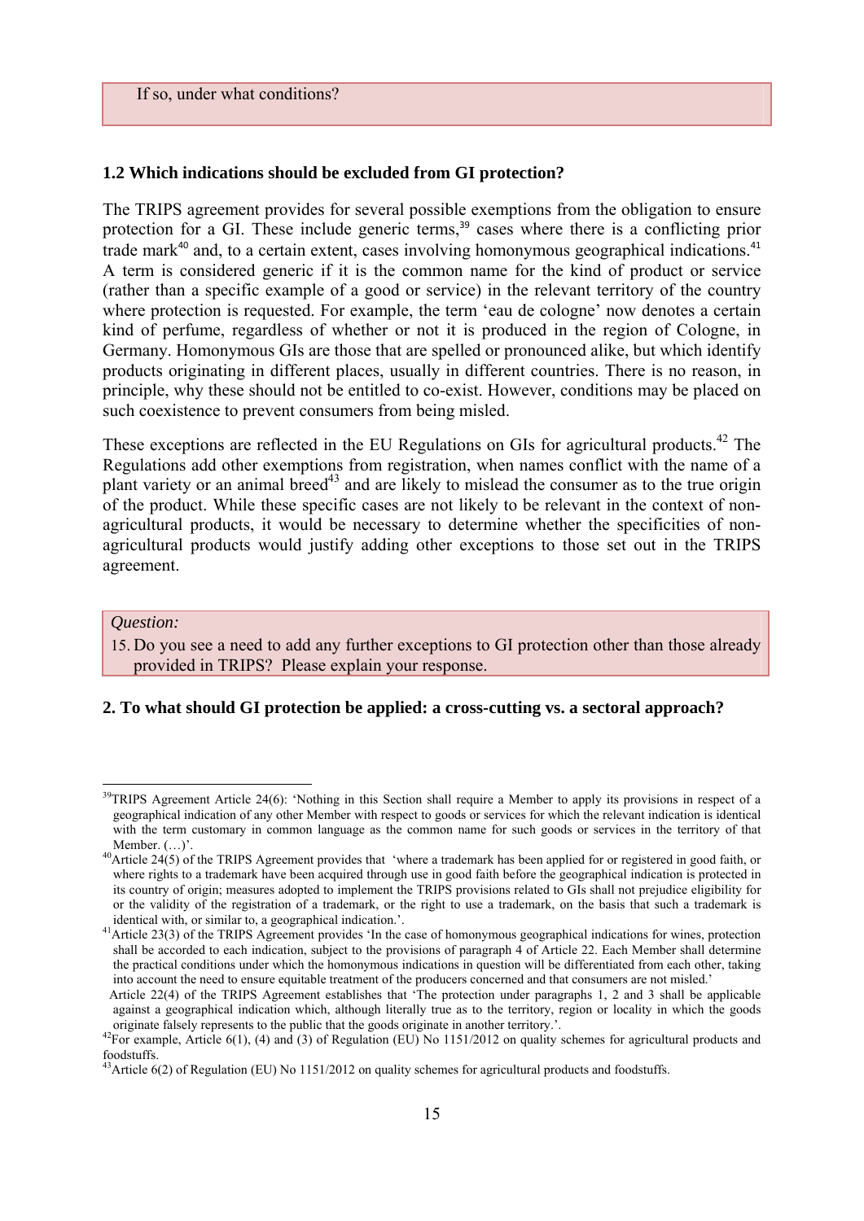If so, under what conditions?

### 1.2 Which indications should be excluded from GI protection?

The TRIPS agreement provides for several possible exemptions from the obligation to ensure protection for a GI. These include generic terms,[39] cases where there is a conflicting prior trade mark[40] and, to a certain extent, cases involving homonymous geographical indications.[41] A term is considered generic if it is the common name for the kind of product or service (rather than a specific example of a good or service) in the relevant territory of the country where protection is requested. For example, the term 'eau de cologne' now denotes a certain kind of perfume, regardless of whether or not it is produced in the region of Cologne, in Germany. Homonymous GIs are those that are spelled or pronounced alike, but which identify products originating in different places, usually in different countries. There is no reason, in principle, why these should not be entitled to co-exist. However, conditions may be placed on such coexistence to prevent consumers from being misled.

These exceptions are reflected in the EU Regulations on GIs for agricultural products.[42] The Regulations add other exemptions from registration, when names conflict with the name of a plant variety or an animal breed[43] and are likely to mislead the consumer as to the true origin of the product. While these specific cases are not likely to be relevant in the context of non-agricultural products, it would be necessary to determine whether the specificities of non-agricultural products would justify adding other exceptions to those set out in the TRIPS agreement.

*Question:*

15. Do you see a need to add any further exceptions to GI protection other than those already provided in TRIPS? Please explain your response.

## 2. To what should GI protection be applied: a cross-cutting vs. a sectoral approach?

---

[39] TRIPS Agreement Article 24(6): 'Nothing in this Section shall require a Member to apply its provisions in respect of a geographical indication of any other Member with respect to goods or services for which the relevant indication is identical with the term customary in common language as the common name for such goods or services in the territory of that Member. (…)'.

[40] Article 24(5) of the TRIPS Agreement provides that 'where a trademark has been applied for or registered in good faith, or where rights to a trademark have been acquired through use in good faith before the geographical indication is protected in its country of origin; measures adopted to implement the TRIPS provisions related to GIs shall not prejudice eligibility for or the validity of the registration of a trademark, or the right to use a trademark, on the basis that such a trademark is identical with, or similar to, a geographical indication.'.

[41] Article 23(3) of the TRIPS Agreement provides 'In the case of homonymous geographical indications for wines, protection shall be accorded to each indication, subject to the provisions of paragraph 4 of Article 22. Each Member shall determine the practical conditions under which the homonymous indications in question will be differentiated from each other, taking into account the need to ensure equitable treatment of the producers concerned and that consumers are not misled.'

Article 22(4) of the TRIPS Agreement establishes that 'The protection under paragraphs 1, 2 and 3 shall be applicable against a geographical indication which, although literally true as to the territory, region or locality in which the goods originate falsely represents to the public that the goods originate in another territory.'.

[42] For example, Article 6(1), (4) and (3) of Regulation (EU) No 1151/2012 on quality schemes for agricultural products and foodstuffs.

[43] Article 6(2) of Regulation (EU) No 1151/2012 on quality schemes for agricultural products and foodstuffs.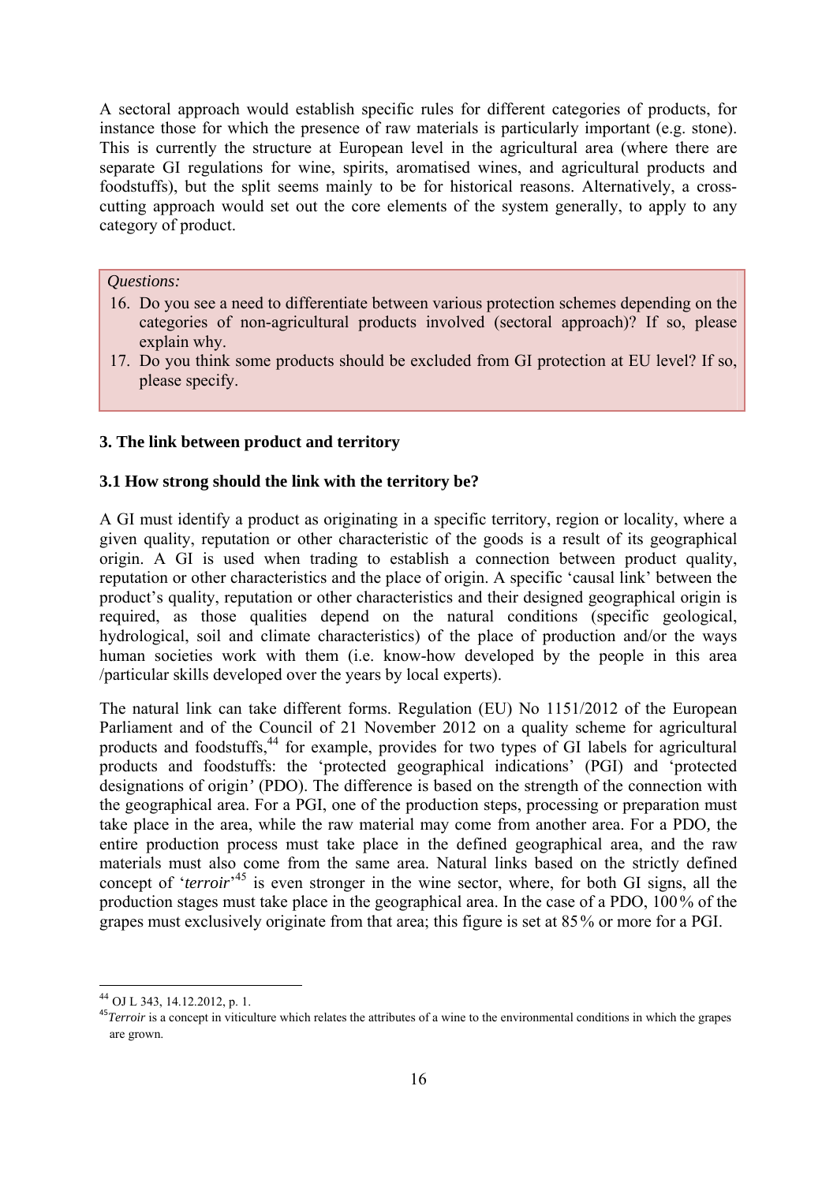A sectoral approach would establish specific rules for different categories of products, for instance those for which the presence of raw materials is particularly important (e.g. stone). This is currently the structure at European level in the agricultural area (where there are separate GI regulations for wine, spirits, aromatised wines, and agricultural products and foodstuffs), but the split seems mainly to be for historical reasons. Alternatively, a cross-cutting approach would set out the core elements of the system generally, to apply to any category of product.

*Questions:*

16. Do you see a need to differentiate between various protection schemes depending on the categories of non-agricultural products involved (sectoral approach)? If so, please explain why.
17. Do you think some products should be excluded from GI protection at EU level? If so, please specify.

### 3. The link between product and territory

#### 3.1 How strong should the link with the territory be?

A GI must identify a product as originating in a specific territory, region or locality, where a given quality, reputation or other characteristic of the goods is a result of its geographical origin. A GI is used when trading to establish a connection between product quality, reputation or other characteristics and the place of origin. A specific 'causal link' between the product's quality, reputation or other characteristics and their designed geographical origin is required, as those qualities depend on the natural conditions (specific geological, hydrological, soil and climate characteristics) of the place of production and/or the ways human societies work with them (i.e. know-how developed by the people in this area /particular skills developed over the years by local experts).

The natural link can take different forms. Regulation (EU) No 1151/2012 of the European Parliament and of the Council of 21 November 2012 on a quality scheme for agricultural products and foodstuffs,[44] for example, provides for two types of GI labels for agricultural products and foodstuffs: the 'protected geographical indications' (PGI) and 'protected designations of origin' (PDO). The difference is based on the strength of the connection with the geographical area. For a PGI, one of the production steps, processing or preparation must take place in the area, while the raw material may come from another area. For a PDO, the entire production process must take place in the defined geographical area, and the raw materials must also come from the same area. Natural links based on the strictly defined concept of '*terroir*'[45] is even stronger in the wine sector, where, for both GI signs, all the production stages must take place in the geographical area. In the case of a PDO, 100% of the grapes must exclusively originate from that area; this figure is set at 85% or more for a PGI.

---

[44] OJ L 343, 14.12.2012, p. 1.

[45] *Terroir* is a concept in viticulture which relates the attributes of a wine to the environmental conditions in which the grapes are grown.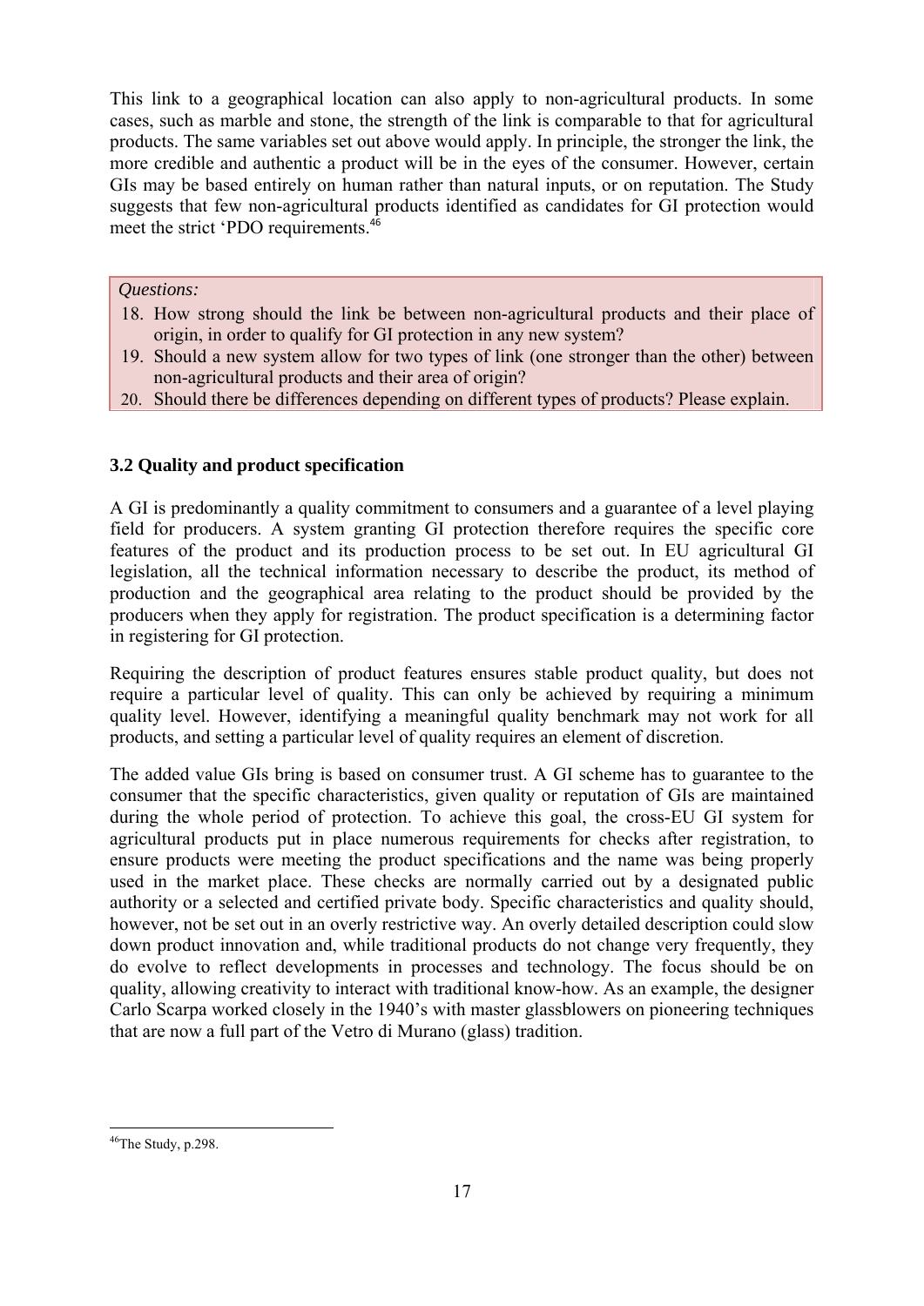This link to a geographical location can also apply to non-agricultural products. In some cases, such as marble and stone, the strength of the link is comparable to that for agricultural products. The same variables set out above would apply. In principle, the stronger the link, the more credible and authentic a product will be in the eyes of the consumer. However, certain GIs may be based entirely on human rather than natural inputs, or on reputation. The Study suggests that few non-agricultural products identified as candidates for GI protection would meet the strict 'PDO requirements.[46]

*Questions:*

18. How strong should the link be between non-agricultural products and their place of origin, in order to qualify for GI protection in any new system?
19. Should a new system allow for two types of link (one stronger than the other) between non-agricultural products and their area of origin?
20. Should there be differences depending on different types of products? Please explain.

### 3.2 Quality and product specification

A GI is predominantly a quality commitment to consumers and a guarantee of a level playing field for producers. A system granting GI protection therefore requires the specific core features of the product and its production process to be set out. In EU agricultural GI legislation, all the technical information necessary to describe the product, its method of production and the geographical area relating to the product should be provided by the producers when they apply for registration. The product specification is a determining factor in registering for GI protection.

Requiring the description of product features ensures stable product quality, but does not require a particular level of quality. This can only be achieved by requiring a minimum quality level. However, identifying a meaningful quality benchmark may not work for all products, and setting a particular level of quality requires an element of discretion.

The added value GIs bring is based on consumer trust. A GI scheme has to guarantee to the consumer that the specific characteristics, given quality or reputation of GIs are maintained during the whole period of protection. To achieve this goal, the cross-EU GI system for agricultural products put in place numerous requirements for checks after registration, to ensure products were meeting the product specifications and the name was being properly used in the market place. These checks are normally carried out by a designated public authority or a selected and certified private body. Specific characteristics and quality should, however, not be set out in an overly restrictive way. An overly detailed description could slow down product innovation and, while traditional products do not change very frequently, they do evolve to reflect developments in processes and technology. The focus should be on quality, allowing creativity to interact with traditional know-how. As an example, the designer Carlo Scarpa worked closely in the 1940's with master glassblowers on pioneering techniques that are now a full part of the Vetro di Murano (glass) tradition.

[46] The Study, p.298.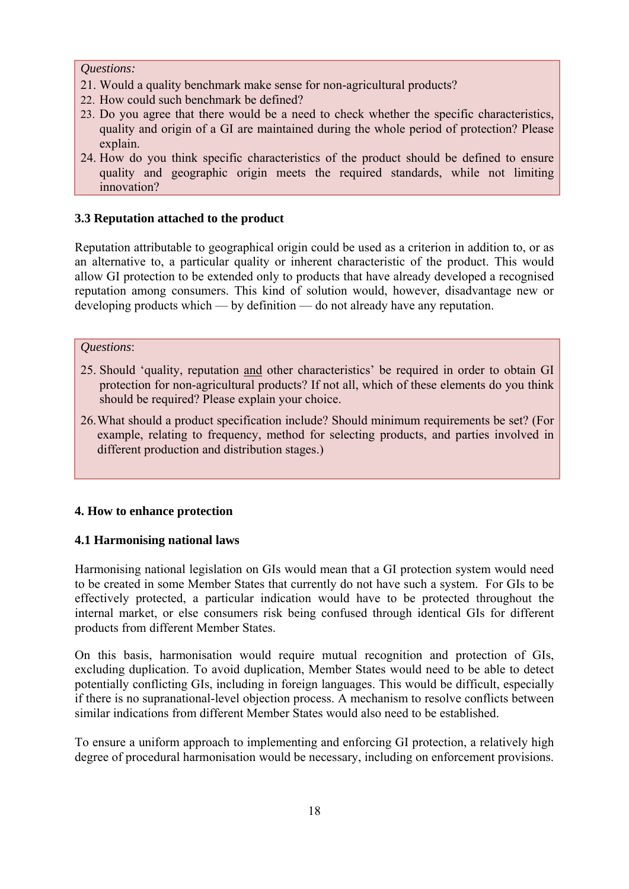*Questions:*

21. Would a quality benchmark make sense for non-agricultural products?
22. How could such benchmark be defined?
23. Do you agree that there would be a need to check whether the specific characteristics, quality and origin of a GI are maintained during the whole period of protection? Please explain.
24. How do you think specific characteristics of the product should be defined to ensure quality and geographic origin meets the required standards, while not limiting innovation?

### 3.3 Reputation attached to the product

Reputation attributable to geographical origin could be used as a criterion in addition to, or as an alternative to, a particular quality or inherent characteristic of the product. This would allow GI protection to be extended only to products that have already developed a recognised reputation among consumers. This kind of solution would, however, disadvantage new or developing products which — by definition — do not already have any reputation.

*Questions*:

25. Should 'quality, reputation and other characteristics' be required in order to obtain GI protection for non-agricultural products? If not all, which of these elements do you think should be required? Please explain your choice.
26. What should a product specification include? Should minimum requirements be set? (For example, relating to frequency, method for selecting products, and parties involved in different production and distribution stages.)

## 4. How to enhance protection

### 4.1 Harmonising national laws

Harmonising national legislation on GIs would mean that a GI protection system would need to be created in some Member States that currently do not have such a system. For GIs to be effectively protected, a particular indication would have to be protected throughout the internal market, or else consumers risk being confused through identical GIs for different products from different Member States.

On this basis, harmonisation would require mutual recognition and protection of GIs, excluding duplication. To avoid duplication, Member States would need to be able to detect potentially conflicting GIs, including in foreign languages. This would be difficult, especially if there is no supranational-level objection process. A mechanism to resolve conflicts between similar indications from different Member States would also need to be established.

To ensure a uniform approach to implementing and enforcing GI protection, a relatively high degree of procedural harmonisation would be necessary, including on enforcement provisions.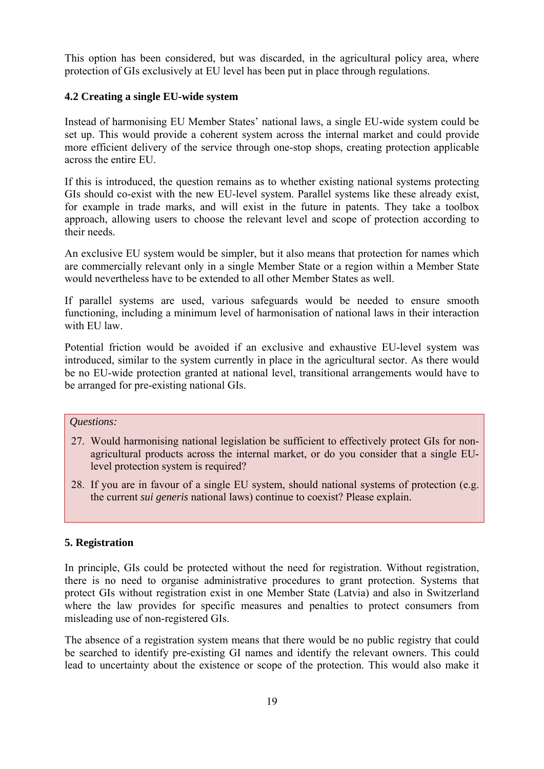This option has been considered, but was discarded, in the agricultural policy area, where protection of GIs exclusively at EU level has been put in place through regulations.

### 4.2 Creating a single EU-wide system

Instead of harmonising EU Member States' national laws, a single EU-wide system could be set up. This would provide a coherent system across the internal market and could provide more efficient delivery of the service through one-stop shops, creating protection applicable across the entire EU.

If this is introduced, the question remains as to whether existing national systems protecting GIs should co-exist with the new EU-level system. Parallel systems like these already exist, for example in trade marks, and will exist in the future in patents. They take a toolbox approach, allowing users to choose the relevant level and scope of protection according to their needs.

An exclusive EU system would be simpler, but it also means that protection for names which are commercially relevant only in a single Member State or a region within a Member State would nevertheless have to be extended to all other Member States as well.

If parallel systems are used, various safeguards would be needed to ensure smooth functioning, including a minimum level of harmonisation of national laws in their interaction with EU law.

Potential friction would be avoided if an exclusive and exhaustive EU-level system was introduced, similar to the system currently in place in the agricultural sector. As there would be no EU-wide protection granted at national level, transitional arrangements would have to be arranged for pre-existing national GIs.

*Questions:*

27. Would harmonising national legislation be sufficient to effectively protect GIs for non-agricultural products across the internal market, or do you consider that a single EU-level protection system is required?
28. If you are in favour of a single EU system, should national systems of protection (e.g. the current *sui generis* national laws) continue to coexist? Please explain.

## 5. Registration

In principle, GIs could be protected without the need for registration. Without registration, there is no need to organise administrative procedures to grant protection. Systems that protect GIs without registration exist in one Member State (Latvia) and also in Switzerland where the law provides for specific measures and penalties to protect consumers from misleading use of non-registered GIs.

The absence of a registration system means that there would be no public registry that could be searched to identify pre-existing GI names and identify the relevant owners. This could lead to uncertainty about the existence or scope of the protection. This would also make it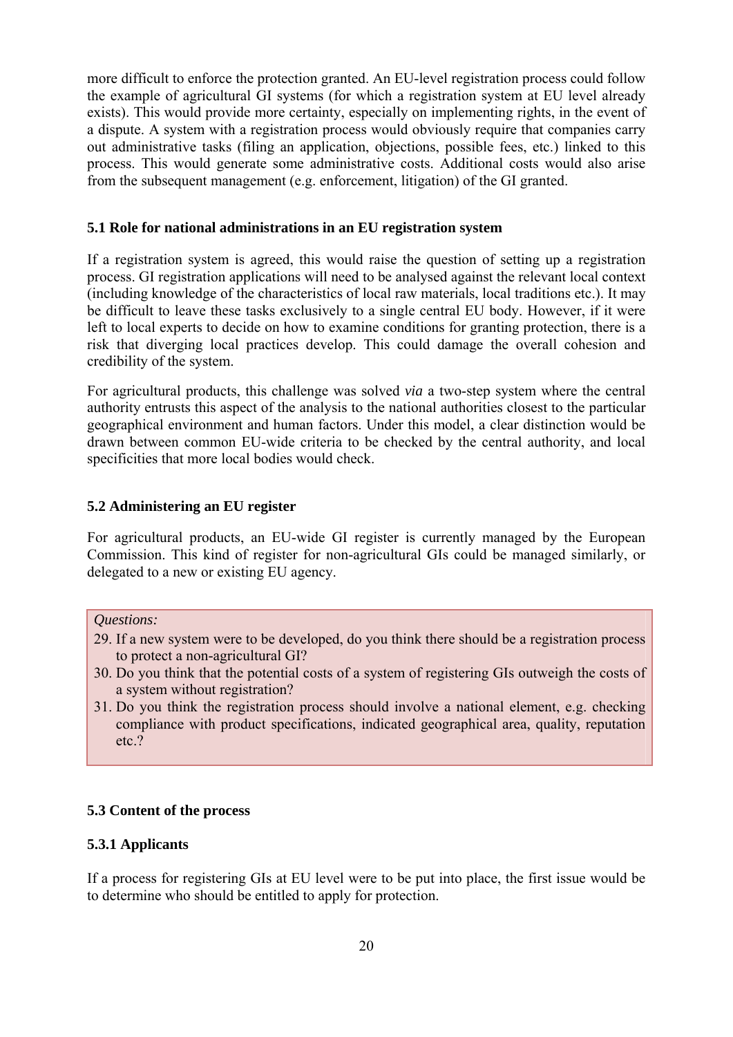more difficult to enforce the protection granted. An EU-level registration process could follow the example of agricultural GI systems (for which a registration system at EU level already exists). This would provide more certainty, especially on implementing rights, in the event of a dispute. A system with a registration process would obviously require that companies carry out administrative tasks (filing an application, objections, possible fees, etc.) linked to this process. This would generate some administrative costs. Additional costs would also arise from the subsequent management (e.g. enforcement, litigation) of the GI granted.

### 5.1 Role for national administrations in an EU registration system

If a registration system is agreed, this would raise the question of setting up a registration process. GI registration applications will need to be analysed against the relevant local context (including knowledge of the characteristics of local raw materials, local traditions etc.). It may be difficult to leave these tasks exclusively to a single central EU body. However, if it were left to local experts to decide on how to examine conditions for granting protection, there is a risk that diverging local practices develop. This could damage the overall cohesion and credibility of the system.

For agricultural products, this challenge was solved *via* a two-step system where the central authority entrusts this aspect of the analysis to the national authorities closest to the particular geographical environment and human factors. Under this model, a clear distinction would be drawn between common EU-wide criteria to be checked by the central authority, and local specificities that more local bodies would check.

### 5.2 Administering an EU register

For agricultural products, an EU-wide GI register is currently managed by the European Commission. This kind of register for non-agricultural GIs could be managed similarly, or delegated to a new or existing EU agency.

*Questions:*

29. If a new system were to be developed, do you think there should be a registration process to protect a non-agricultural GI?
30. Do you think that the potential costs of a system of registering GIs outweigh the costs of a system without registration?
31. Do you think the registration process should involve a national element, e.g. checking compliance with product specifications, indicated geographical area, quality, reputation etc.?

### 5.3 Content of the process

#### 5.3.1 Applicants

If a process for registering GIs at EU level were to be put into place, the first issue would be to determine who should be entitled to apply for protection.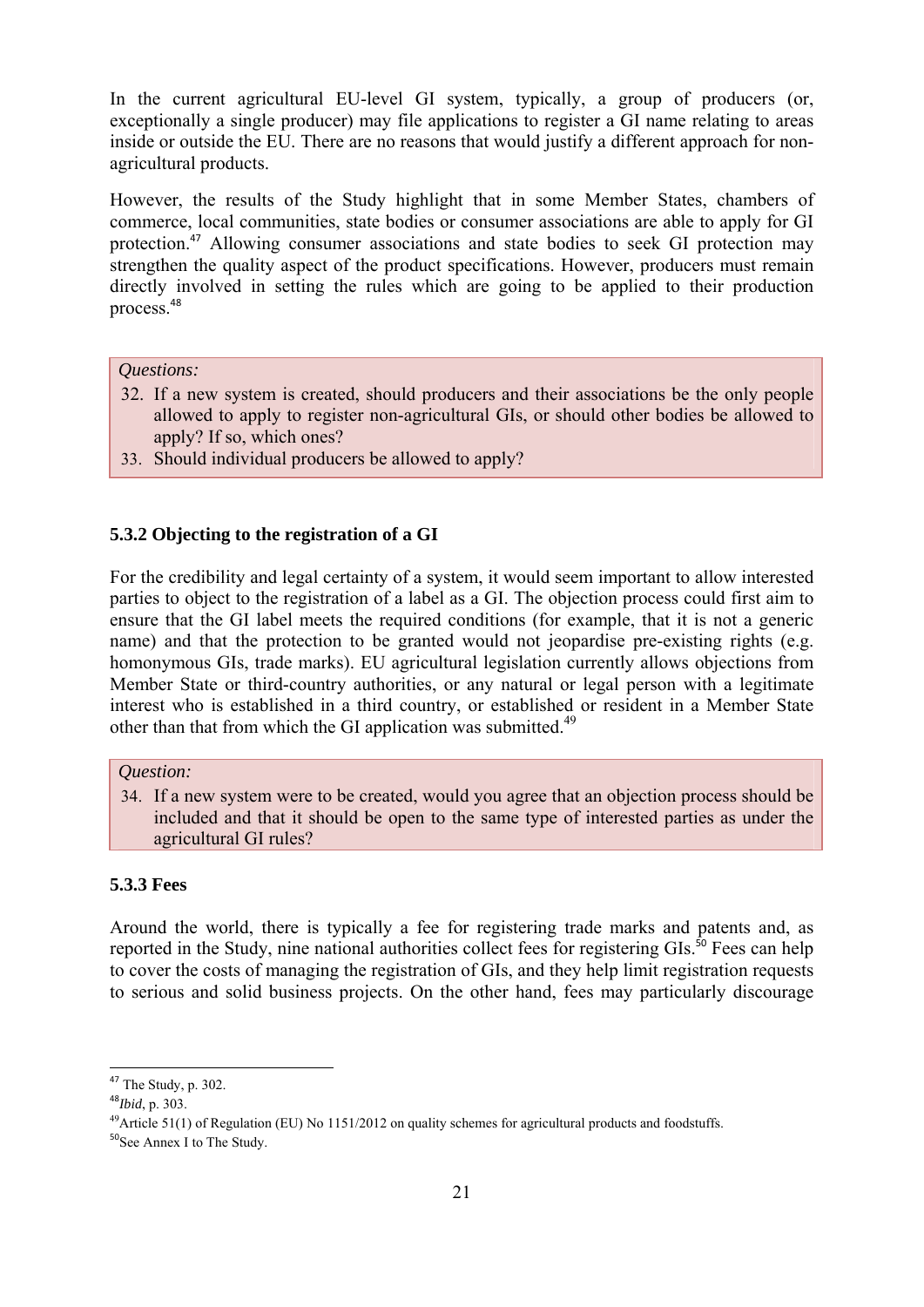In the current agricultural EU-level GI system, typically, a group of producers (or, exceptionally a single producer) may file applications to register a GI name relating to areas inside or outside the EU. There are no reasons that would justify a different approach for non-agricultural products.

However, the results of the Study highlight that in some Member States, chambers of commerce, local communities, state bodies or consumer associations are able to apply for GI protection.[47] Allowing consumer associations and state bodies to seek GI protection may strengthen the quality aspect of the product specifications. However, producers must remain directly involved in setting the rules which are going to be applied to their production process.[48]

*Questions:*

32. If a new system is created, should producers and their associations be the only people allowed to apply to register non-agricultural GIs, or should other bodies be allowed to apply? If so, which ones?
33. Should individual producers be allowed to apply?

### 5.3.2 Objecting to the registration of a GI

For the credibility and legal certainty of a system, it would seem important to allow interested parties to object to the registration of a label as a GI. The objection process could first aim to ensure that the GI label meets the required conditions (for example, that it is not a generic name) and that the protection to be granted would not jeopardise pre-existing rights (e.g. homonymous GIs, trade marks). EU agricultural legislation currently allows objections from Member State or third-country authorities, or any natural or legal person with a legitimate interest who is established in a third country, or established or resident in a Member State other than that from which the GI application was submitted.[49]

*Question:*

34. If a new system were to be created, would you agree that an objection process should be included and that it should be open to the same type of interested parties as under the agricultural GI rules?

### 5.3.3 Fees

Around the world, there is typically a fee for registering trade marks and patents and, as reported in the Study, nine national authorities collect fees for registering GIs.[50] Fees can help to cover the costs of managing the registration of GIs, and they help limit registration requests to serious and solid business projects. On the other hand, fees may particularly discourage

[47] The Study, p. 302.

[48] *Ibid*, p. 303.

[49] Article 51(1) of Regulation (EU) No 1151/2012 on quality schemes for agricultural products and foodstuffs.

[50] See Annex I to The Study.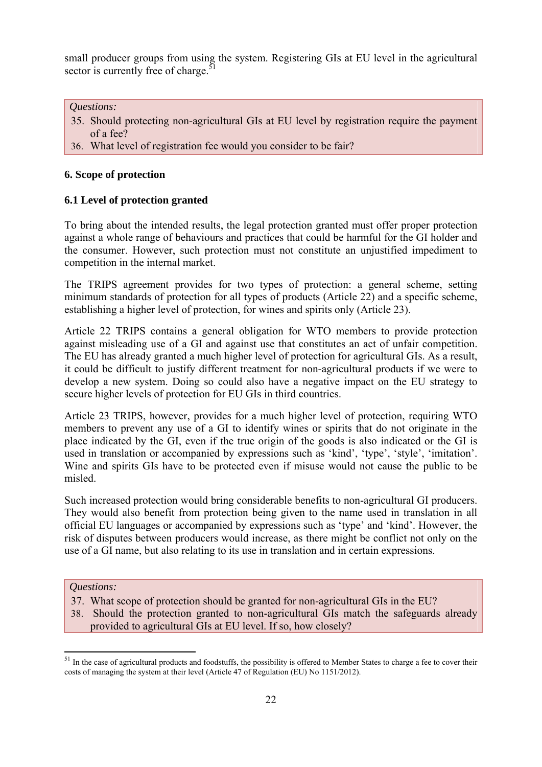small producer groups from using the system. Registering GIs at EU level in the agricultural sector is currently free of charge.[51]

*Questions:*

35. Should protecting non-agricultural GIs at EU level by registration require the payment of a fee?
36. What level of registration fee would you consider to be fair?

### 6. Scope of protection

### 6.1 Level of protection granted

To bring about the intended results, the legal protection granted must offer proper protection against a whole range of behaviours and practices that could be harmful for the GI holder and the consumer. However, such protection must not constitute an unjustified impediment to competition in the internal market.

The TRIPS agreement provides for two types of protection: a general scheme, setting minimum standards of protection for all types of products (Article 22) and a specific scheme, establishing a higher level of protection, for wines and spirits only (Article 23).

Article 22 TRIPS contains a general obligation for WTO members to provide protection against misleading use of a GI and against use that constitutes an act of unfair competition. The EU has already granted a much higher level of protection for agricultural GIs. As a result, it could be difficult to justify different treatment for non-agricultural products if we were to develop a new system. Doing so could also have a negative impact on the EU strategy to secure higher levels of protection for EU GIs in third countries.

Article 23 TRIPS, however, provides for a much higher level of protection, requiring WTO members to prevent any use of a GI to identify wines or spirits that do not originate in the place indicated by the GI, even if the true origin of the goods is also indicated or the GI is used in translation or accompanied by expressions such as 'kind', 'type', 'style', 'imitation'. Wine and spirits GIs have to be protected even if misuse would not cause the public to be misled.

Such increased protection would bring considerable benefits to non-agricultural GI producers. They would also benefit from protection being given to the name used in translation in all official EU languages or accompanied by expressions such as 'type' and 'kind'. However, the risk of disputes between producers would increase, as there might be conflict not only on the use of a GI name, but also relating to its use in translation and in certain expressions.

*Questions:*

37. What scope of protection should be granted for non-agricultural GIs in the EU?
38. Should the protection granted to non-agricultural GIs match the safeguards already provided to agricultural GIs at EU level. If so, how closely?

---

[51] In the case of agricultural products and foodstuffs, the possibility is offered to Member States to charge a fee to cover their costs of managing the system at their level (Article 47 of Regulation (EU) No 1151/2012).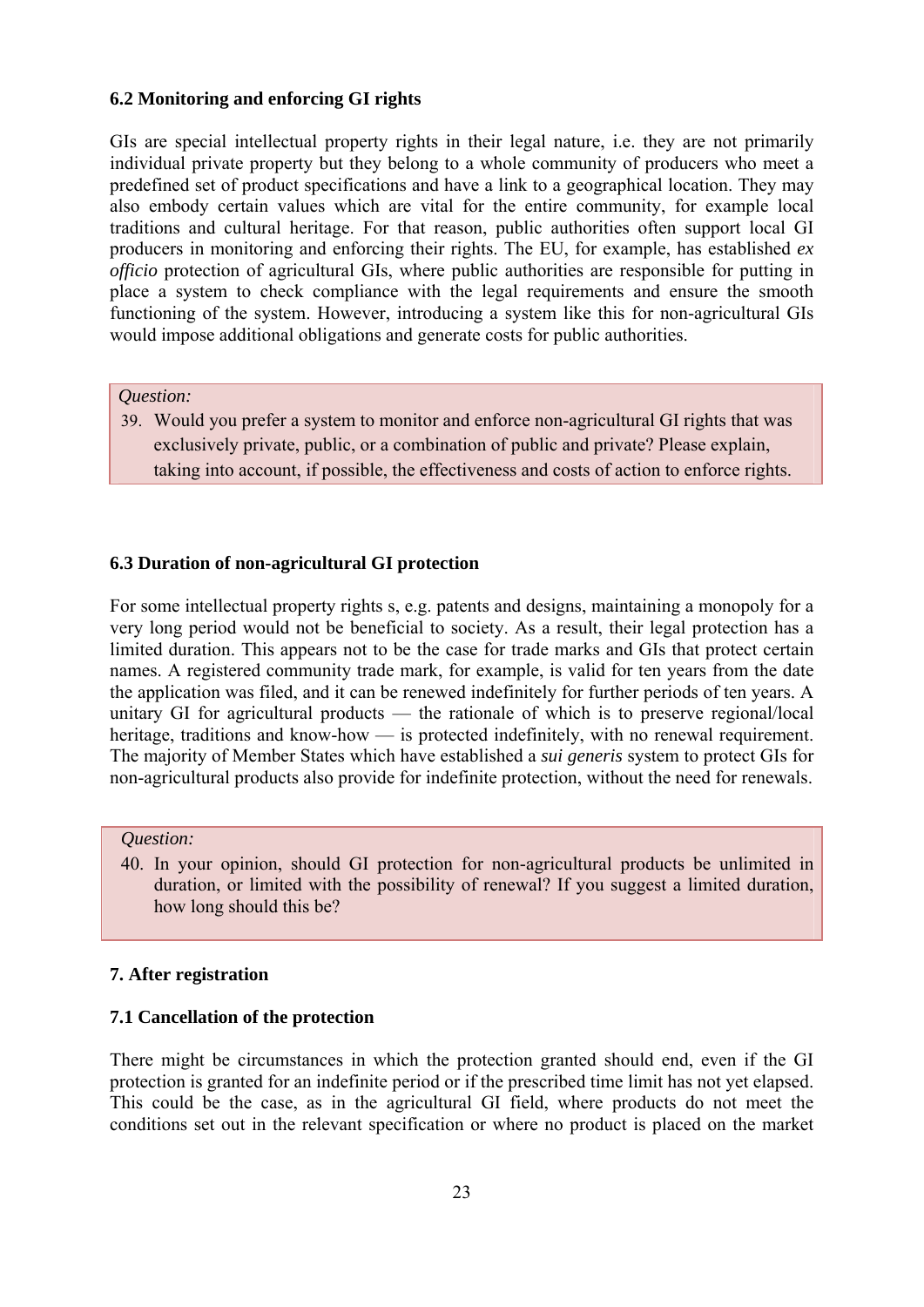### 6.2 Monitoring and enforcing GI rights

GIs are special intellectual property rights in their legal nature, i.e. they are not primarily individual private property but they belong to a whole community of producers who meet a predefined set of product specifications and have a link to a geographical location. They may also embody certain values which are vital for the entire community, for example local traditions and cultural heritage. For that reason, public authorities often support local GI producers in monitoring and enforcing their rights. The EU, for example, has established *ex officio* protection of agricultural GIs, where public authorities are responsible for putting in place a system to check compliance with the legal requirements and ensure the smooth functioning of the system. However, introducing a system like this for non-agricultural GIs would impose additional obligations and generate costs for public authorities.

*Question:*

39. Would you prefer a system to monitor and enforce non-agricultural GI rights that was exclusively private, public, or a combination of public and private? Please explain, taking into account, if possible, the effectiveness and costs of action to enforce rights.

### 6.3 Duration of non-agricultural GI protection

For some intellectual property rights s, e.g. patents and designs, maintaining a monopoly for a very long period would not be beneficial to society. As a result, their legal protection has a limited duration. This appears not to be the case for trade marks and GIs that protect certain names. A registered community trade mark, for example, is valid for ten years from the date the application was filed, and it can be renewed indefinitely for further periods of ten years. A unitary GI for agricultural products — the rationale of which is to preserve regional/local heritage, traditions and know-how — is protected indefinitely, with no renewal requirement. The majority of Member States which have established a *sui generis* system to protect GIs for non-agricultural products also provide for indefinite protection, without the need for renewals.

*Question:*

40. In your opinion, should GI protection for non-agricultural products be unlimited in duration, or limited with the possibility of renewal? If you suggest a limited duration, how long should this be?

## 7. After registration

### 7.1 Cancellation of the protection

There might be circumstances in which the protection granted should end, even if the GI protection is granted for an indefinite period or if the prescribed time limit has not yet elapsed. This could be the case, as in the agricultural GI field, where products do not meet the conditions set out in the relevant specification or where no product is placed on the market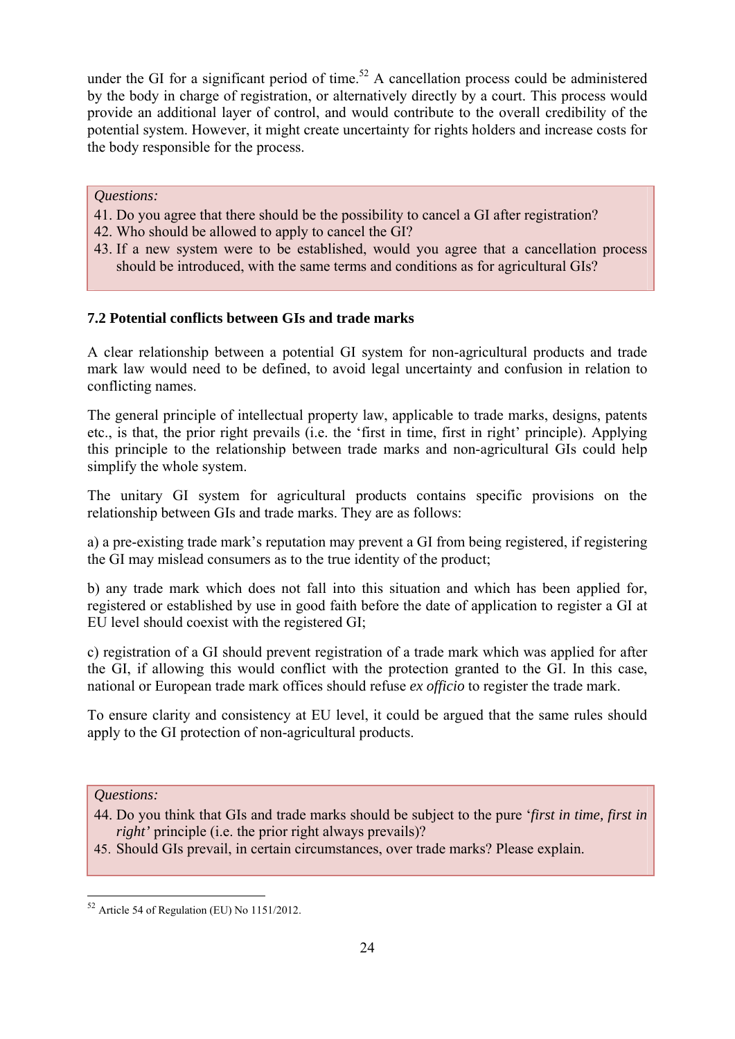under the GI for a significant period of time.[52] A cancellation process could be administered by the body in charge of registration, or alternatively directly by a court. This process would provide an additional layer of control, and would contribute to the overall credibility of the potential system. However, it might create uncertainty for rights holders and increase costs for the body responsible for the process.

*Questions:*

41. Do you agree that there should be the possibility to cancel a GI after registration?
42. Who should be allowed to apply to cancel the GI?
43. If a new system were to be established, would you agree that a cancellation process should be introduced, with the same terms and conditions as for agricultural GIs?

### 7.2 Potential conflicts between GIs and trade marks

A clear relationship between a potential GI system for non-agricultural products and trade mark law would need to be defined, to avoid legal uncertainty and confusion in relation to conflicting names.

The general principle of intellectual property law, applicable to trade marks, designs, patents etc., is that, the prior right prevails (i.e. the 'first in time, first in right' principle). Applying this principle to the relationship between trade marks and non-agricultural GIs could help simplify the whole system.

The unitary GI system for agricultural products contains specific provisions on the relationship between GIs and trade marks. They are as follows:

a) a pre-existing trade mark's reputation may prevent a GI from being registered, if registering the GI may mislead consumers as to the true identity of the product;

b) any trade mark which does not fall into this situation and which has been applied for, registered or established by use in good faith before the date of application to register a GI at EU level should coexist with the registered GI;

c) registration of a GI should prevent registration of a trade mark which was applied for after the GI, if allowing this would conflict with the protection granted to the GI. In this case, national or European trade mark offices should refuse *ex officio* to register the trade mark.

To ensure clarity and consistency at EU level, it could be argued that the same rules should apply to the GI protection of non-agricultural products.

*Questions:*

44. Do you think that GIs and trade marks should be subject to the pure '*first in time, first in right'* principle (i.e. the prior right always prevails)?
45. Should GIs prevail, in certain circumstances, over trade marks? Please explain.

---

[52] Article 54 of Regulation (EU) No 1151/2012.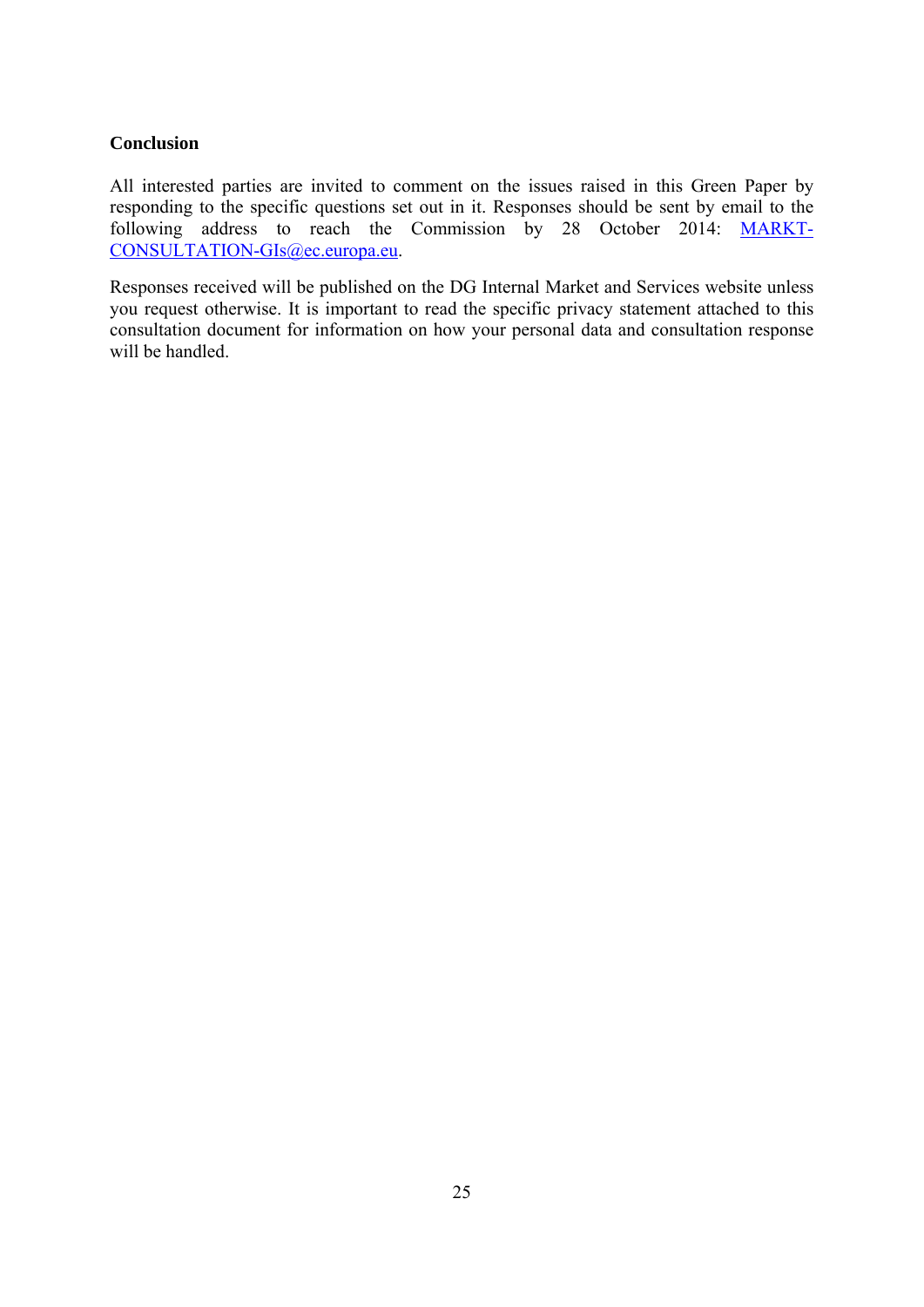**Conclusion**

All interested parties are invited to comment on the issues raised in this Green Paper by responding to the specific questions set out in it. Responses should be sent by email to the following address to reach the Commission by 28 October 2014: MARKT-CONSULTATION-GIs@ec.europa.eu.

Responses received will be published on the DG Internal Market and Services website unless you request otherwise. It is important to read the specific privacy statement attached to this consultation document for information on how your personal data and consultation response will be handled.